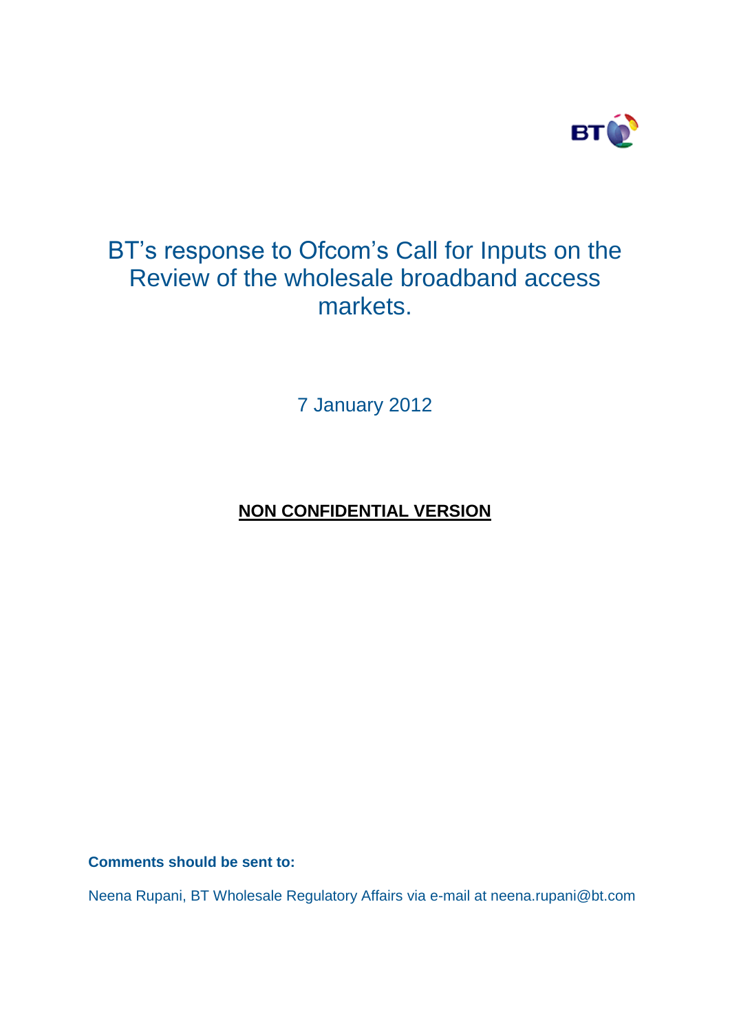# BT's response to Ofcom's Call for Inputs on the Review of the wholesale broadband access markets.

7 January 2012

**NON CONFIDENTIAL VERSION**

**Comments should be sent to:**

Neena Rupani, BT Wholesale Regulatory Affairs via e-mail at neena.rupani@bt.com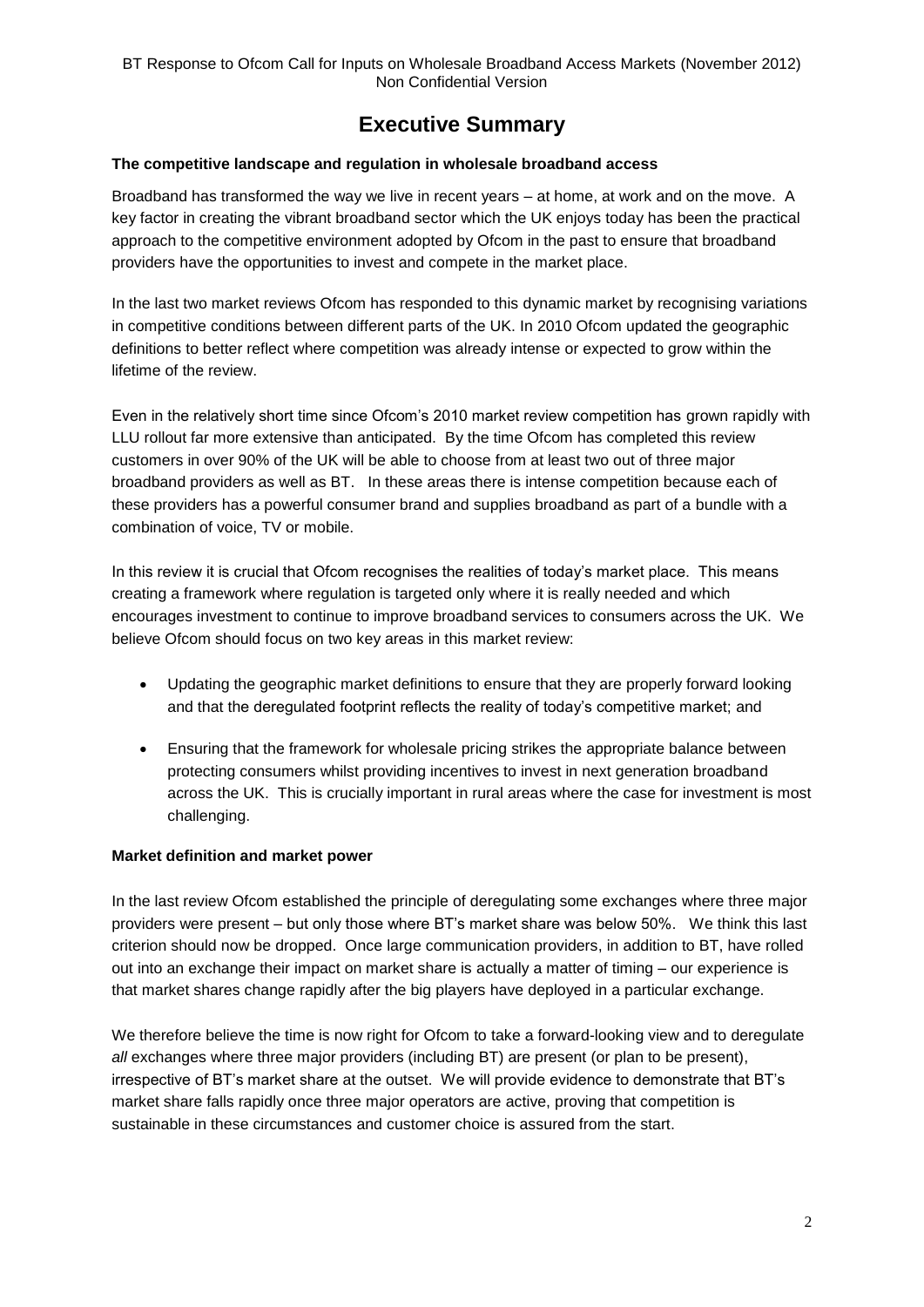# Executive Summary

**The competitive landscape and regulation in wholesale broadband access**

Broadband has transformed the way we live in recent years – at home, at work and on the move. A key factor in creating the vibrant broadband sector which the UK enjoys today has been the practical approach to the competitive environment adopted by Ofcom in the past to ensure that broadband providers have the opportunities to invest and compete in the market place.

In the last two market reviews Ofcom has responded to this dynamic market by recognising variations in competitive conditions between different parts of the UK. In 2010 Ofcom updated the geographic definitions to better reflect where competition was already intense or expected to grow within the lifetime of the review.

Even in the relatively short time since Ofcom's 2010 market review competition has grown rapidly with LLU rollout far more extensive than anticipated. By the time Ofcom has completed this review customers in over 90% of the UK will be able to choose from at least two out of three major broadband providers as well as BT. In these areas there is intense competition because each of these providers has a powerful consumer brand and supplies broadband as part of a bundle with a combination of voice, TV or mobile.

In this review it is crucial that Ofcom recognises the realities of today's market place. This means creating a framework where regulation is targeted only where it is really needed and which encourages investment to continue to improve broadband services to consumers across the UK. We believe Ofcom should focus on two key areas in this market review:

- Updating the geographic market definitions to ensure that they are properly forward looking and that the deregulated footprint reflects the reality of today's competitive market; and
- Ensuring that the framework for wholesale pricing strikes the appropriate balance between protecting consumers whilst providing incentives to invest in next generation broadband across the UK. This is crucially important in rural areas where the case for investment is most challenging.

**Market definition and market power**

In the last review Ofcom established the principle of deregulating some exchanges where three major providers were present – but only those where BT's market share was below 50%. We think this last criterion should now be dropped. Once large communication providers, in addition to BT, have rolled out into an exchange their impact on market share is actually a matter of timing – our experience is that market shares change rapidly after the big players have deployed in a particular exchange.

We therefore believe the time is now right for Ofcom to take a forward-looking view and to deregulate *all* exchanges where three major providers (including BT) are present (or plan to be present), irrespective of BT's market share at the outset. We will provide evidence to demonstrate that BT's market share falls rapidly once three major operators are active, proving that competition is sustainable in these circumstances and customer choice is assured from the start.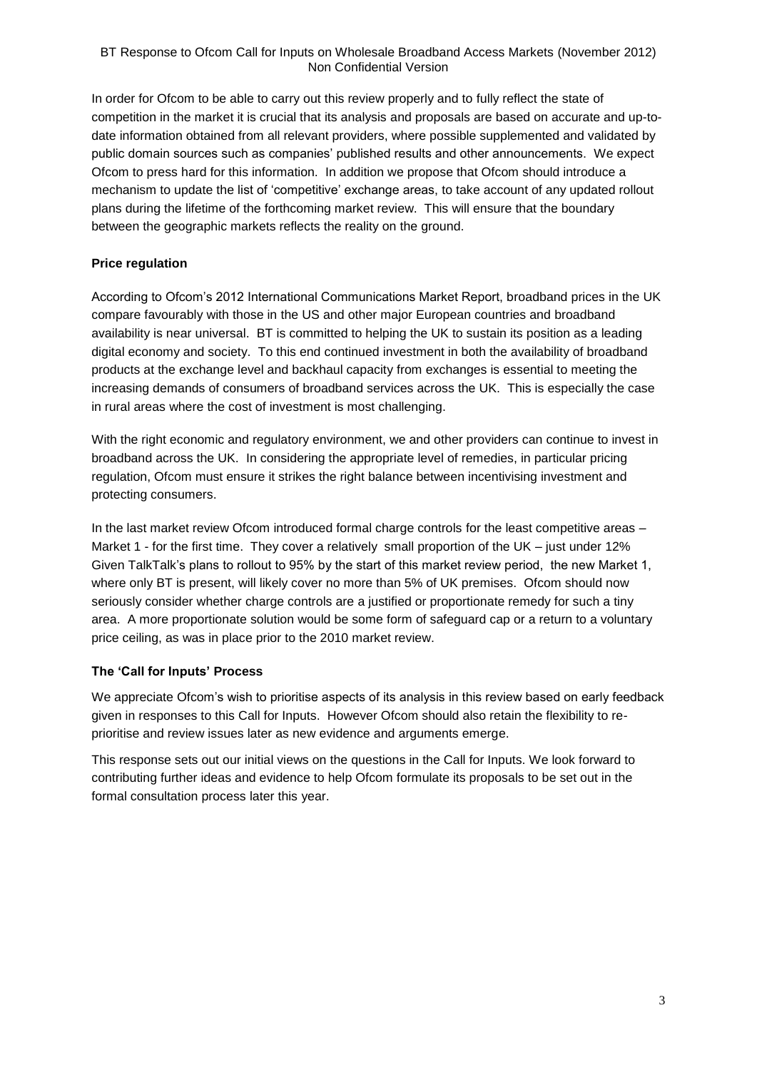In order for Ofcom to be able to carry out this review properly and to fully reflect the state of competition in the market it is crucial that its analysis and proposals are based on accurate and up-to-date information obtained from all relevant providers, where possible supplemented and validated by public domain sources such as companies' published results and other announcements. We expect Ofcom to press hard for this information. In addition we propose that Ofcom should introduce a mechanism to update the list of 'competitive' exchange areas, to take account of any updated rollout plans during the lifetime of the forthcoming market review. This will ensure that the boundary between the geographic markets reflects the reality on the ground.

**Price regulation**

According to Ofcom's 2012 International Communications Market Report, broadband prices in the UK compare favourably with those in the US and other major European countries and broadband availability is near universal. BT is committed to helping the UK to sustain its position as a leading digital economy and society. To this end continued investment in both the availability of broadband products at the exchange level and backhaul capacity from exchanges is essential to meeting the increasing demands of consumers of broadband services across the UK. This is especially the case in rural areas where the cost of investment is most challenging.

With the right economic and regulatory environment, we and other providers can continue to invest in broadband across the UK. In considering the appropriate level of remedies, in particular pricing regulation, Ofcom must ensure it strikes the right balance between incentivising investment and protecting consumers.

In the last market review Ofcom introduced formal charge controls for the least competitive areas – Market 1 - for the first time. They cover a relatively small proportion of the UK – just under 12% Given TalkTalk's plans to rollout to 95% by the start of this market review period, the new Market 1, where only BT is present, will likely cover no more than 5% of UK premises. Ofcom should now seriously consider whether charge controls are a justified or proportionate remedy for such a tiny area. A more proportionate solution would be some form of safeguard cap or a return to a voluntary price ceiling, as was in place prior to the 2010 market review.

**The 'Call for Inputs' Process**

We appreciate Ofcom's wish to prioritise aspects of its analysis in this review based on early feedback given in responses to this Call for Inputs. However Ofcom should also retain the flexibility to re-prioritise and review issues later as new evidence and arguments emerge.

This response sets out our initial views on the questions in the Call for Inputs. We look forward to contributing further ideas and evidence to help Ofcom formulate its proposals to be set out in the formal consultation process later this year.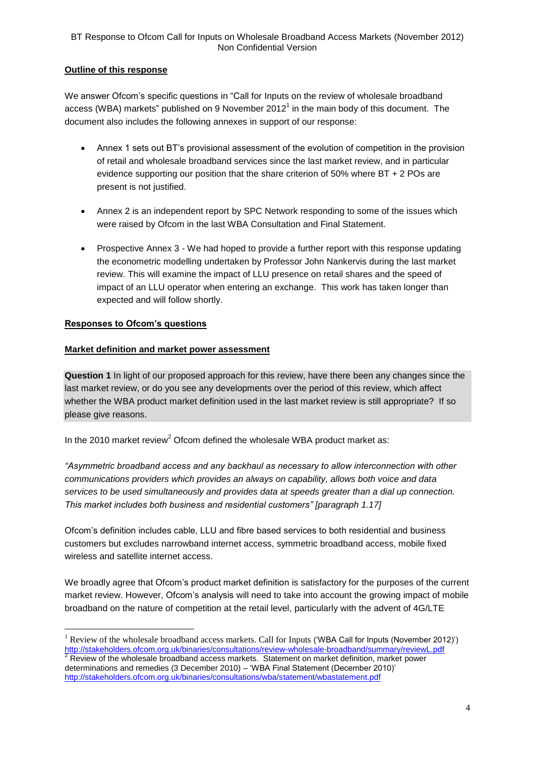**Outline of this response**

We answer Ofcom's specific questions in "Call for Inputs on the review of wholesale broadband access (WBA) markets" published on 9 November 2012[1] in the main body of this document. The document also includes the following annexes in support of our response:

- Annex 1 sets out BT's provisional assessment of the evolution of competition in the provision of retail and wholesale broadband services since the last market review, and in particular evidence supporting our position that the share criterion of 50% where BT + 2 POs are present is not justified.
- Annex 2 is an independent report by SPC Network responding to some of the issues which were raised by Ofcom in the last WBA Consultation and Final Statement.
- Prospective Annex 3 - We had hoped to provide a further report with this response updating the econometric modelling undertaken by Professor John Nankervis during the last market review. This will examine the impact of LLU presence on retail shares and the speed of impact of an LLU operator when entering an exchange. This work has taken longer than expected and will follow shortly.

**Responses to Ofcom's questions**

**Market definition and market power assessment**

**Question 1** In light of our proposed approach for this review, have there been any changes since the last market review, or do you see any developments over the period of this review, which affect whether the WBA product market definition used in the last market review is still appropriate? If so please give reasons.

In the 2010 market review[2] Ofcom defined the wholesale WBA product market as:

*"Asymmetric broadband access and any backhaul as necessary to allow interconnection with other communications providers which provides an always on capability, allows both voice and data services to be used simultaneously and provides data at speeds greater than a dial up connection. This market includes both business and residential customers" [paragraph 1.17]*

Ofcom's definition includes cable, LLU and fibre based services to both residential and business customers but excludes narrowband internet access, symmetric broadband access, mobile fixed wireless and satellite internet access.

We broadly agree that Ofcom's product market definition is satisfactory for the purposes of the current market review. However, Ofcom's analysis will need to take into account the growing impact of mobile broadband on the nature of competition at the retail level, particularly with the advent of 4G/LTE

---

[1] Review of the wholesale broadband access markets. Call for Inputs ('WBA Call for Inputs (November 2012)') http://stakeholders.ofcom.org.uk/binaries/consultations/review-wholesale-broadband/summary/reviewL.pdf

[2] Review of the wholesale broadband access markets. Statement on market definition, market power determinations and remedies (3 December 2010) – 'WBA Final Statement (December 2010)' http://stakeholders.ofcom.org.uk/binaries/consultations/wba/statement/wbastatement.pdf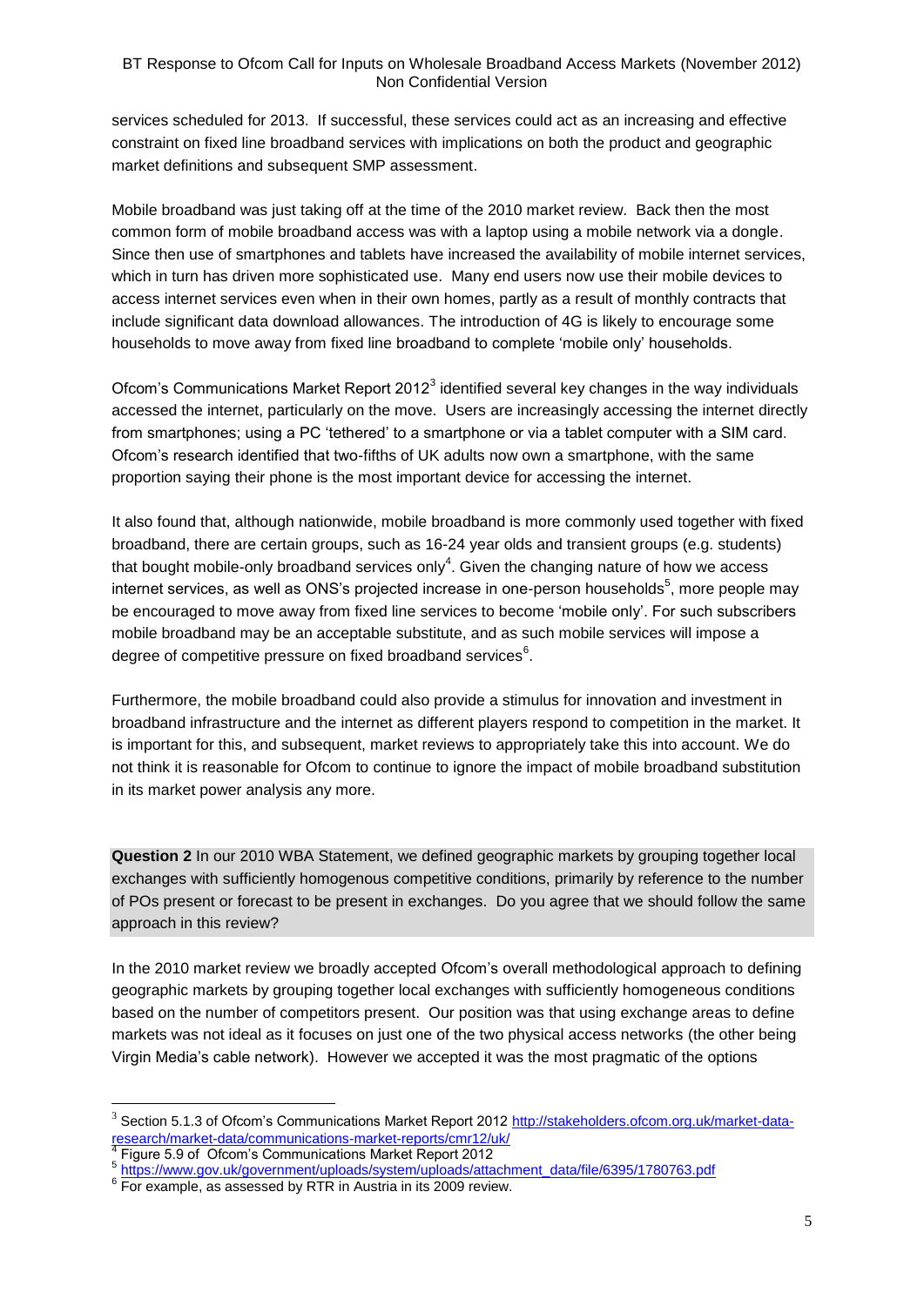services scheduled for 2013. If successful, these services could act as an increasing and effective constraint on fixed line broadband services with implications on both the product and geographic market definitions and subsequent SMP assessment.

Mobile broadband was just taking off at the time of the 2010 market review. Back then the most common form of mobile broadband access was with a laptop using a mobile network via a dongle. Since then use of smartphones and tablets have increased the availability of mobile internet services, which in turn has driven more sophisticated use. Many end users now use their mobile devices to access internet services even when in their own homes, partly as a result of monthly contracts that include significant data download allowances. The introduction of 4G is likely to encourage some households to move away from fixed line broadband to complete 'mobile only' households.

Ofcom's Communications Market Report 2012[3] identified several key changes in the way individuals accessed the internet, particularly on the move. Users are increasingly accessing the internet directly from smartphones; using a PC 'tethered' to a smartphone or via a tablet computer with a SIM card. Ofcom's research identified that two-fifths of UK adults now own a smartphone, with the same proportion saying their phone is the most important device for accessing the internet.

It also found that, although nationwide, mobile broadband is more commonly used together with fixed broadband, there are certain groups, such as 16-24 year olds and transient groups (e.g. students) that bought mobile-only broadband services only[4]. Given the changing nature of how we access internet services, as well as ONS's projected increase in one-person households[5], more people may be encouraged to move away from fixed line services to become 'mobile only'. For such subscribers mobile broadband may be an acceptable substitute, and as such mobile services will impose a degree of competitive pressure on fixed broadband services[6].

Furthermore, the mobile broadband could also provide a stimulus for innovation and investment in broadband infrastructure and the internet as different players respond to competition in the market. It is important for this, and subsequent, market reviews to appropriately take this into account. We do not think it is reasonable for Ofcom to continue to ignore the impact of mobile broadband substitution in its market power analysis any more.

**Question 2** In our 2010 WBA Statement, we defined geographic markets by grouping together local exchanges with sufficiently homogenous competitive conditions, primarily by reference to the number of POs present or forecast to be present in exchanges. Do you agree that we should follow the same approach in this review?

In the 2010 market review we broadly accepted Ofcom's overall methodological approach to defining geographic markets by grouping together local exchanges with sufficiently homogeneous conditions based on the number of competitors present. Our position was that using exchange areas to define markets was not ideal as it focuses on just one of the two physical access networks (the other being Virgin Media's cable network). However we accepted it was the most pragmatic of the options

---

[3] Section 5.1.3 of Ofcom's Communications Market Report 2012 http://stakeholders.ofcom.org.uk/market-data-research/market-data/communications-market-reports/cmr12/uk/

[4] Figure 5.9 of Ofcom's Communications Market Report 2012

[5] https://www.gov.uk/government/uploads/system/uploads/attachment_data/file/6395/1780763.pdf

[6] For example, as assessed by RTR in Austria in its 2009 review.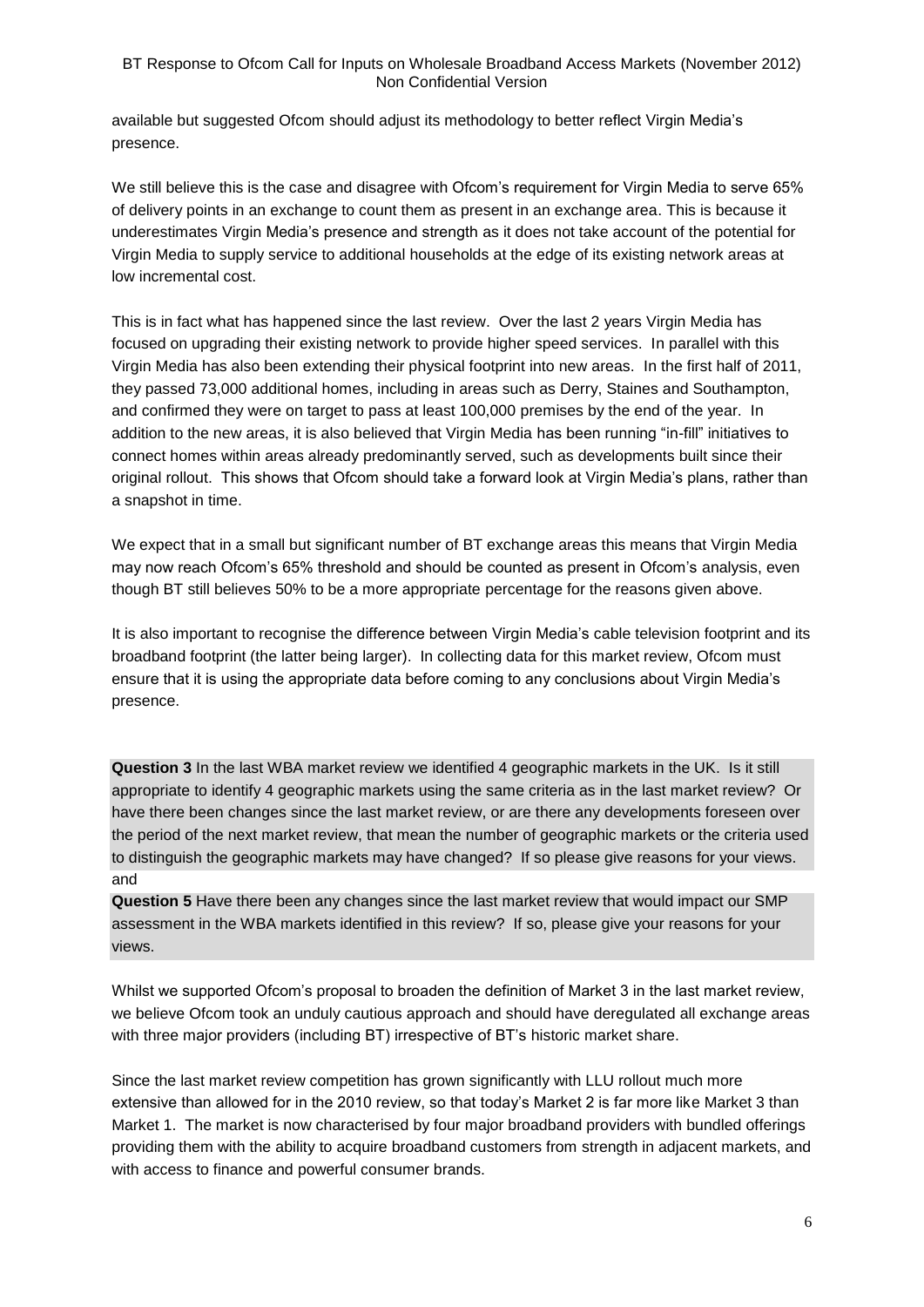available but suggested Ofcom should adjust its methodology to better reflect Virgin Media's presence.

We still believe this is the case and disagree with Ofcom's requirement for Virgin Media to serve 65% of delivery points in an exchange to count them as present in an exchange area. This is because it underestimates Virgin Media's presence and strength as it does not take account of the potential for Virgin Media to supply service to additional households at the edge of its existing network areas at low incremental cost.

This is in fact what has happened since the last review. Over the last 2 years Virgin Media has focused on upgrading their existing network to provide higher speed services. In parallel with this Virgin Media has also been extending their physical footprint into new areas. In the first half of 2011, they passed 73,000 additional homes, including in areas such as Derry, Staines and Southampton, and confirmed they were on target to pass at least 100,000 premises by the end of the year. In addition to the new areas, it is also believed that Virgin Media has been running "in-fill" initiatives to connect homes within areas already predominantly served, such as developments built since their original rollout. This shows that Ofcom should take a forward look at Virgin Media's plans, rather than a snapshot in time.

We expect that in a small but significant number of BT exchange areas this means that Virgin Media may now reach Ofcom's 65% threshold and should be counted as present in Ofcom's analysis, even though BT still believes 50% to be a more appropriate percentage for the reasons given above.

It is also important to recognise the difference between Virgin Media's cable television footprint and its broadband footprint (the latter being larger). In collecting data for this market review, Ofcom must ensure that it is using the appropriate data before coming to any conclusions about Virgin Media's presence.

**Question 3** In the last WBA market review we identified 4 geographic markets in the UK. Is it still appropriate to identify 4 geographic markets using the same criteria as in the last market review? Or have there been changes since the last market review, or are there any developments foreseen over the period of the next market review, that mean the number of geographic markets or the criteria used to distinguish the geographic markets may have changed? If so please give reasons for your views.
and
**Question 5** Have there been any changes since the last market review that would impact our SMP assessment in the WBA markets identified in this review? If so, please give your reasons for your views.

Whilst we supported Ofcom's proposal to broaden the definition of Market 3 in the last market review, we believe Ofcom took an unduly cautious approach and should have deregulated all exchange areas with three major providers (including BT) irrespective of BT's historic market share.

Since the last market review competition has grown significantly with LLU rollout much more extensive than allowed for in the 2010 review, so that today's Market 2 is far more like Market 3 than Market 1. The market is now characterised by four major broadband providers with bundled offerings providing them with the ability to acquire broadband customers from strength in adjacent markets, and with access to finance and powerful consumer brands.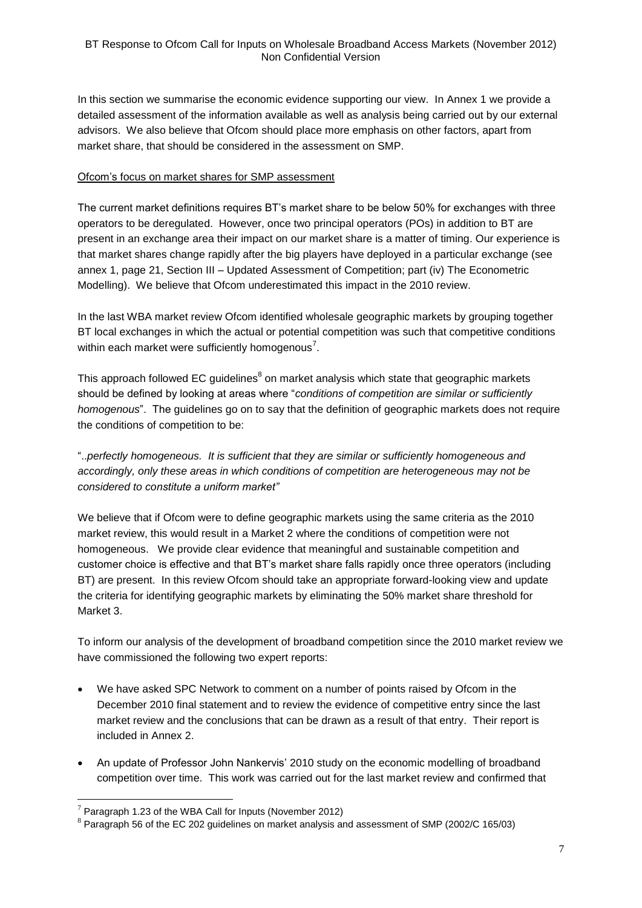In this section we summarise the economic evidence supporting our view. In Annex 1 we provide a detailed assessment of the information available as well as analysis being carried out by our external advisors. We also believe that Ofcom should place more emphasis on other factors, apart from market share, that should be considered in the assessment on SMP.

<u>Ofcom's focus on market shares for SMP assessment</u>

The current market definitions requires BT's market share to be below 50% for exchanges with three operators to be deregulated. However, once two principal operators (POs) in addition to BT are present in an exchange area their impact on our market share is a matter of timing. Our experience is that market shares change rapidly after the big players have deployed in a particular exchange (see annex 1, page 21, Section III – Updated Assessment of Competition; part (iv) The Econometric Modelling). We believe that Ofcom underestimated this impact in the 2010 review.

In the last WBA market review Ofcom identified wholesale geographic markets by grouping together BT local exchanges in which the actual or potential competition was such that competitive conditions within each market were sufficiently homogenous[7].

This approach followed EC guidelines[8] on market analysis which state that geographic markets should be defined by looking at areas where "*conditions of competition are similar or sufficiently homogenous*". The guidelines go on to say that the definition of geographic markets does not require the conditions of competition to be:

"..*perfectly homogeneous. It is sufficient that they are similar or sufficiently homogeneous and accordingly, only these areas in which conditions of competition are heterogeneous may not be considered to constitute a uniform market"*

We believe that if Ofcom were to define geographic markets using the same criteria as the 2010 market review, this would result in a Market 2 where the conditions of competition were not homogeneous. We provide clear evidence that meaningful and sustainable competition and customer choice is effective and that BT's market share falls rapidly once three operators (including BT) are present. In this review Ofcom should take an appropriate forward-looking view and update the criteria for identifying geographic markets by eliminating the 50% market share threshold for Market 3.

To inform our analysis of the development of broadband competition since the 2010 market review we have commissioned the following two expert reports:

- We have asked SPC Network to comment on a number of points raised by Ofcom in the December 2010 final statement and to review the evidence of competitive entry since the last market review and the conclusions that can be drawn as a result of that entry. Their report is included in Annex 2.
- An update of Professor John Nankervis' 2010 study on the economic modelling of broadband competition over time. This work was carried out for the last market review and confirmed that

[7] Paragraph 1.23 of the WBA Call for Inputs (November 2012)

[8] Paragraph 56 of the EC 202 guidelines on market analysis and assessment of SMP (2002/C 165/03)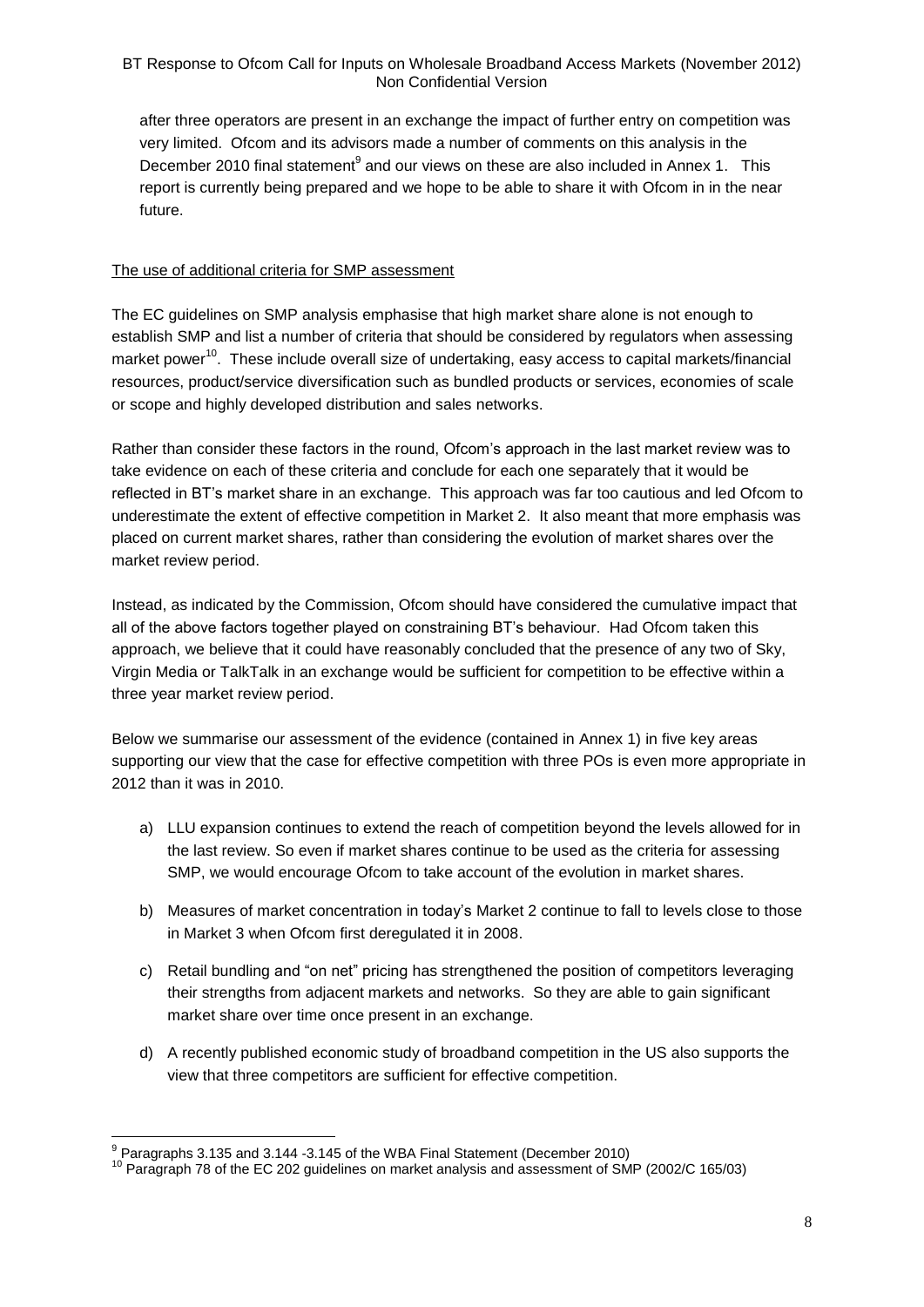after three operators are present in an exchange the impact of further entry on competition was very limited. Ofcom and its advisors made a number of comments on this analysis in the December 2010 final statement[9] and our views on these are also included in Annex 1. This report is currently being prepared and we hope to be able to share it with Ofcom in in the near future.

<u>The use of additional criteria for SMP assessment</u>

The EC guidelines on SMP analysis emphasise that high market share alone is not enough to establish SMP and list a number of criteria that should be considered by regulators when assessing market power[10]. These include overall size of undertaking, easy access to capital markets/financial resources, product/service diversification such as bundled products or services, economies of scale or scope and highly developed distribution and sales networks.

Rather than consider these factors in the round, Ofcom's approach in the last market review was to take evidence on each of these criteria and conclude for each one separately that it would be reflected in BT's market share in an exchange. This approach was far too cautious and led Ofcom to underestimate the extent of effective competition in Market 2. It also meant that more emphasis was placed on current market shares, rather than considering the evolution of market shares over the market review period.

Instead, as indicated by the Commission, Ofcom should have considered the cumulative impact that all of the above factors together played on constraining BT's behaviour. Had Ofcom taken this approach, we believe that it could have reasonably concluded that the presence of any two of Sky, Virgin Media or TalkTalk in an exchange would be sufficient for competition to be effective within a three year market review period.

Below we summarise our assessment of the evidence (contained in Annex 1) in five key areas supporting our view that the case for effective competition with three POs is even more appropriate in 2012 than it was in 2010.

a) LLU expansion continues to extend the reach of competition beyond the levels allowed for in the last review. So even if market shares continue to be used as the criteria for assessing SMP, we would encourage Ofcom to take account of the evolution in market shares.

b) Measures of market concentration in today's Market 2 continue to fall to levels close to those in Market 3 when Ofcom first deregulated it in 2008.

c) Retail bundling and "on net" pricing has strengthened the position of competitors leveraging their strengths from adjacent markets and networks. So they are able to gain significant market share over time once present in an exchange.

d) A recently published economic study of broadband competition in the US also supports the view that three competitors are sufficient for effective competition.

---

[9] Paragraphs 3.135 and 3.144 -3.145 of the WBA Final Statement (December 2010)

[10] Paragraph 78 of the EC 202 guidelines on market analysis and assessment of SMP (2002/C 165/03)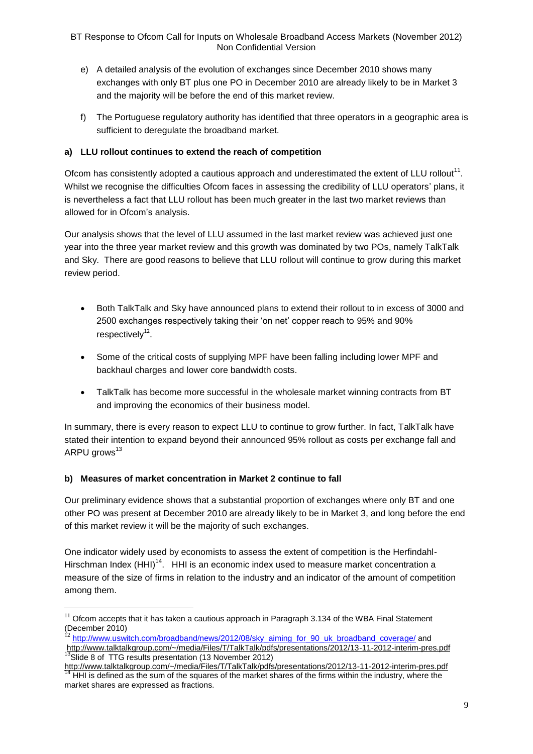e) A detailed analysis of the evolution of exchanges since December 2010 shows many exchanges with only BT plus one PO in December 2010 are already likely to be in Market 3 and the majority will be before the end of this market review.

f) The Portuguese regulatory authority has identified that three operators in a geographic area is sufficient to deregulate the broadband market.

**a) LLU rollout continues to extend the reach of competition**

Ofcom has consistently adopted a cautious approach and underestimated the extent of LLU rollout[11]. Whilst we recognise the difficulties Ofcom faces in assessing the credibility of LLU operators' plans, it is nevertheless a fact that LLU rollout has been much greater in the last two market reviews than allowed for in Ofcom's analysis.

Our analysis shows that the level of LLU assumed in the last market review was achieved just one year into the three year market review and this growth was dominated by two POs, namely TalkTalk and Sky. There are good reasons to believe that LLU rollout will continue to grow during this market review period.

- Both TalkTalk and Sky have announced plans to extend their rollout to in excess of 3000 and 2500 exchanges respectively taking their 'on net' copper reach to 95% and 90% respectively[12].
- Some of the critical costs of supplying MPF have been falling including lower MPF and backhaul charges and lower core bandwidth costs.
- TalkTalk has become more successful in the wholesale market winning contracts from BT and improving the economics of their business model.

In summary, there is every reason to expect LLU to continue to grow further. In fact, TalkTalk have stated their intention to expand beyond their announced 95% rollout as costs per exchange fall and ARPU grows[13]

**b) Measures of market concentration in Market 2 continue to fall**

Our preliminary evidence shows that a substantial proportion of exchanges where only BT and one other PO was present at December 2010 are already likely to be in Market 3, and long before the end of this market review it will be the majority of such exchanges.

One indicator widely used by economists to assess the extent of competition is the Herfindahl-Hirschman Index (HHI)[14]. HHI is an economic index used to measure market concentration a measure of the size of firms in relation to the industry and an indicator of the amount of competition among them.

---

[11] Ofcom accepts that it has taken a cautious approach in Paragraph 3.134 of the WBA Final Statement (December 2010)

[12] http://www.uswitch.com/broadband/news/2012/08/sky_aiming_for_90_uk_broadband_coverage/ and http://www.talktalkgroup.com/~/media/Files/T/TalkTalk/pdfs/presentations/2012/13-11-2012-interim-pres.pdf

[13] Slide 8 of TTG results presentation (13 November 2012) http://www.talktalkgroup.com/~/media/Files/T/TalkTalk/pdfs/presentations/2012/13-11-2012-interim-pres.pdf

[14] HHI is defined as the sum of the squares of the market shares of the firms within the industry, where the market shares are expressed as fractions.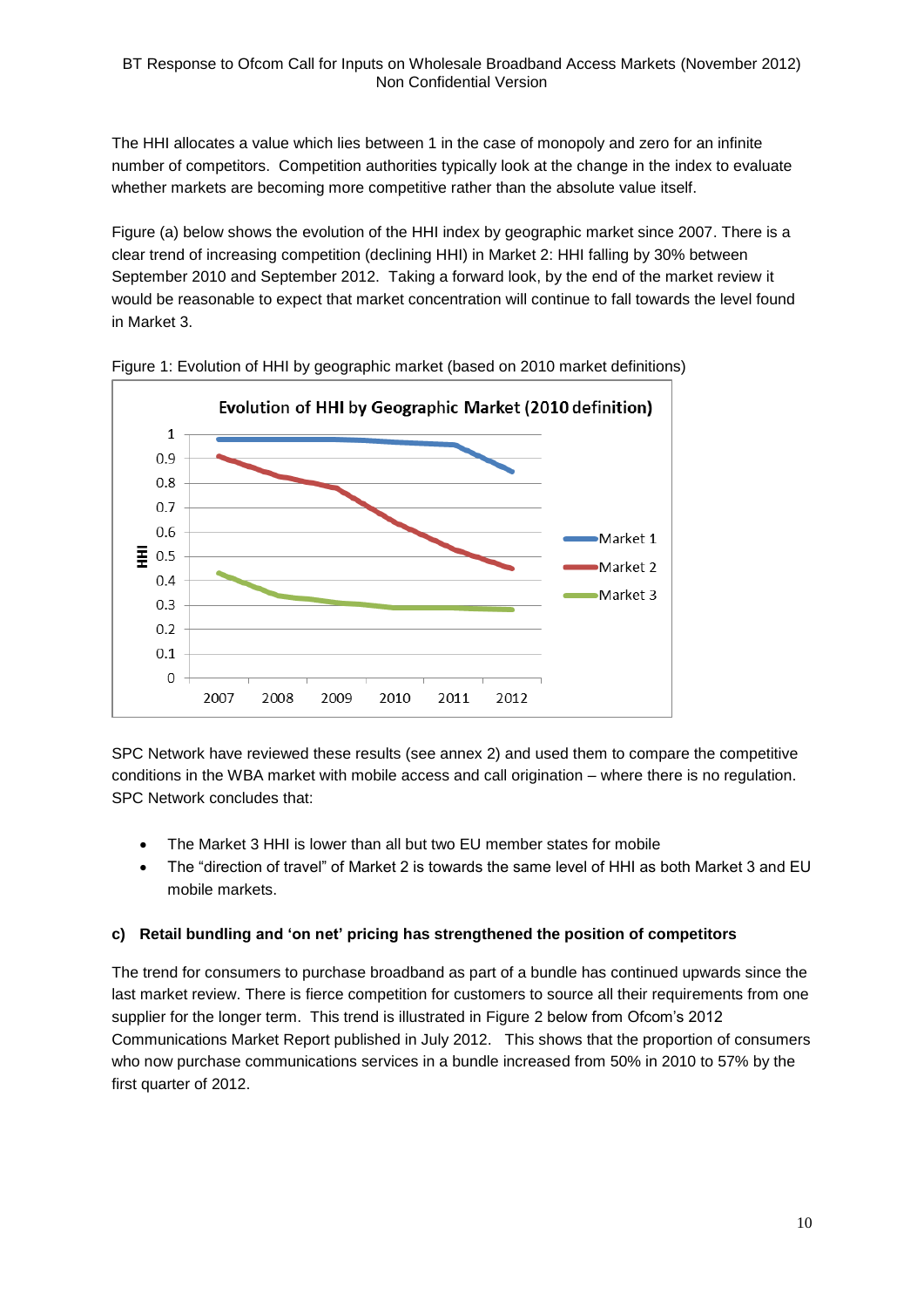The HHI allocates a value which lies between 1 in the case of monopoly and zero for an infinite number of competitors. Competition authorities typically look at the change in the index to evaluate whether markets are becoming more competitive rather than the absolute value itself.

Figure (a) below shows the evolution of the HHI index by geographic market since 2007. There is a clear trend of increasing competition (declining HHI) in Market 2: HHI falling by 30% between September 2010 and September 2012. Taking a forward look, by the end of the market review it would be reasonable to expect that market concentration will continue to fall towards the level found in Market 3.

Figure 1: Evolution of HHI by geographic market (based on 2010 market definitions)

SPC Network have reviewed these results (see annex 2) and used them to compare the competitive conditions in the WBA market with mobile access and call origination – where there is no regulation. SPC Network concludes that:

- The Market 3 HHI is lower than all but two EU member states for mobile
- The "direction of travel" of Market 2 is towards the same level of HHI as both Market 3 and EU mobile markets.

**c) Retail bundling and 'on net' pricing has strengthened the position of competitors**

The trend for consumers to purchase broadband as part of a bundle has continued upwards since the last market review. There is fierce competition for customers to source all their requirements from one supplier for the longer term. This trend is illustrated in Figure 2 below from Ofcom's 2012 Communications Market Report published in July 2012. This shows that the proportion of consumers who now purchase communications services in a bundle increased from 50% in 2010 to 57% by the first quarter of 2012.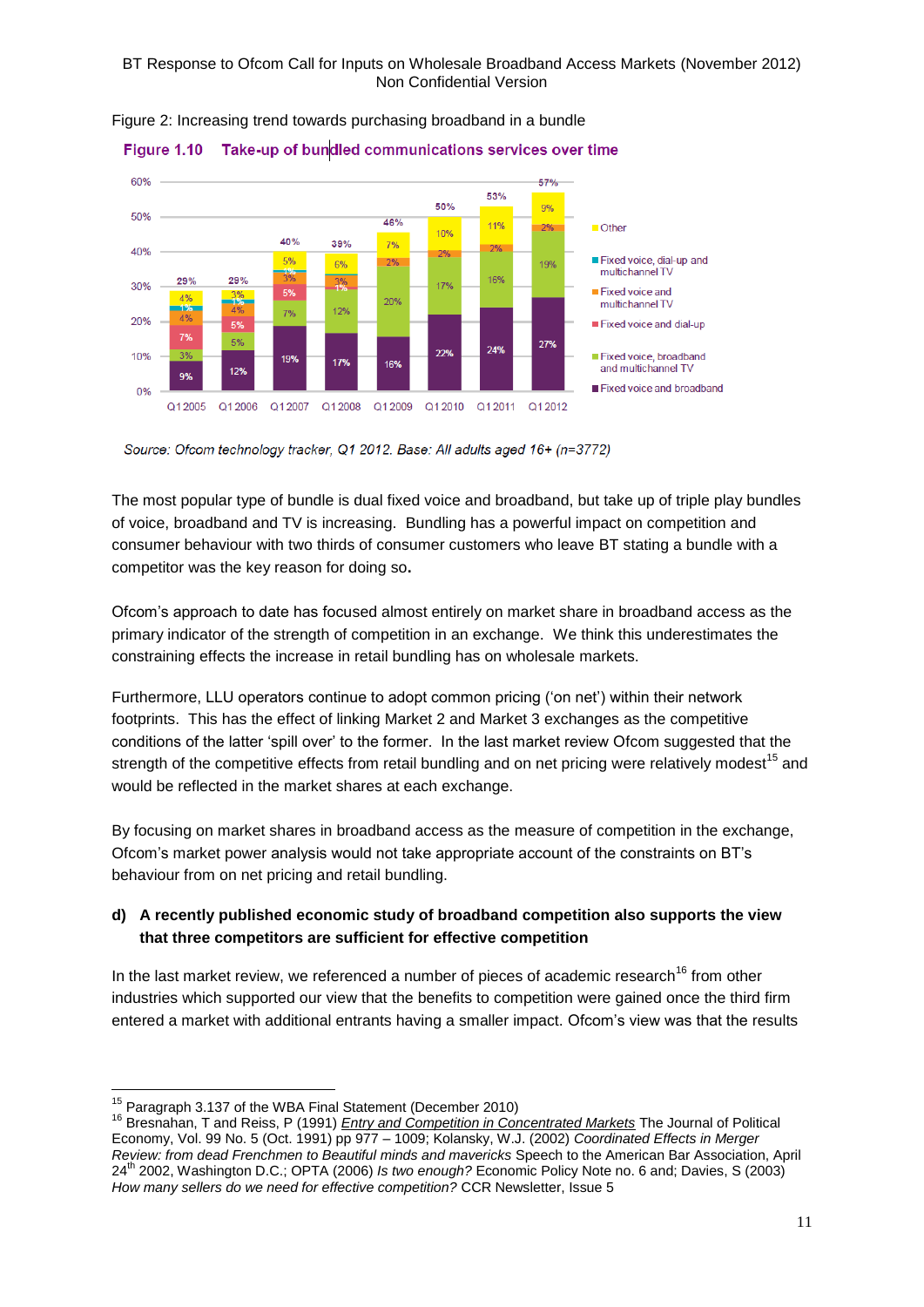Figure 2: Increasing trend towards purchasing broadband in a bundle

**Figure 1.10 Take-up of bundled communications services over time**

Source: Ofcom technology tracker, Q1 2012. Base: All adults aged 16+ (n=3772)

The most popular type of bundle is dual fixed voice and broadband, but take up of triple play bundles of voice, broadband and TV is increasing. Bundling has a powerful impact on competition and consumer behaviour with two thirds of consumer customers who leave BT stating a bundle with a competitor was the key reason for doing so**.**

Ofcom's approach to date has focused almost entirely on market share in broadband access as the primary indicator of the strength of competition in an exchange. We think this underestimates the constraining effects the increase in retail bundling has on wholesale markets.

Furthermore, LLU operators continue to adopt common pricing ('on net') within their network footprints. This has the effect of linking Market 2 and Market 3 exchanges as the competitive conditions of the latter 'spill over' to the former. In the last market review Ofcom suggested that the strength of the competitive effects from retail bundling and on net pricing were relatively modest[15] and would be reflected in the market shares at each exchange.

By focusing on market shares in broadband access as the measure of competition in the exchange, Ofcom's market power analysis would not take appropriate account of the constraints on BT's behaviour from on net pricing and retail bundling.

**d) A recently published economic study of broadband competition also supports the view that three competitors are sufficient for effective competition**

In the last market review, we referenced a number of pieces of academic research[16] from other industries which supported our view that the benefits to competition were gained once the third firm entered a market with additional entrants having a smaller impact. Ofcom's view was that the results

[15] Paragraph 3.137 of the WBA Final Statement (December 2010)

[16] Bresnahan, T and Reiss, P (1991) Entry and Competition in Concentrated Markets The Journal of Political Economy, Vol. 99 No. 5 (Oct. 1991) pp 977 – 1009; Kolansky, W.J. (2002) *Coordinated Effects in Merger Review: from dead Frenchmen to Beautiful minds and mavericks* Speech to the American Bar Association, April 24th 2002, Washington D.C.; OPTA (2006) *Is two enough?* Economic Policy Note no. 6 and; Davies, S (2003) *How many sellers do we need for effective competition?* CCR Newsletter, Issue 5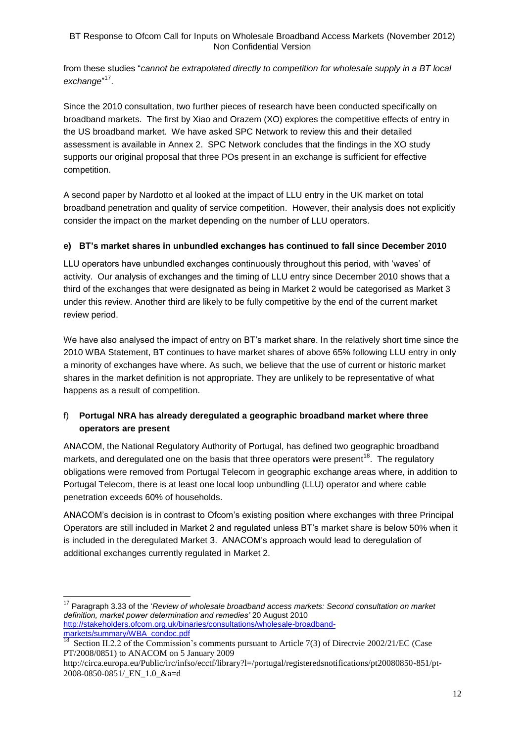from these studies "*cannot be extrapolated directly to competition for wholesale supply in a BT local exchange*"[17].

Since the 2010 consultation, two further pieces of research have been conducted specifically on broadband markets. The first by Xiao and Orazem (XO) explores the competitive effects of entry in the US broadband market. We have asked SPC Network to review this and their detailed assessment is available in Annex 2. SPC Network concludes that the findings in the XO study supports our original proposal that three POs present in an exchange is sufficient for effective competition.

A second paper by Nardotto et al looked at the impact of LLU entry in the UK market on total broadband penetration and quality of service competition. However, their analysis does not explicitly consider the impact on the market depending on the number of LLU operators.

**e) BT's market shares in unbundled exchanges has continued to fall since December 2010**

LLU operators have unbundled exchanges continuously throughout this period, with 'waves' of activity. Our analysis of exchanges and the timing of LLU entry since December 2010 shows that a third of the exchanges that were designated as being in Market 2 would be categorised as Market 3 under this review. Another third are likely to be fully competitive by the end of the current market review period.

We have also analysed the impact of entry on BT's market share. In the relatively short time since the 2010 WBA Statement, BT continues to have market shares of above 65% following LLU entry in only a minority of exchanges have where. As such, we believe that the use of current or historic market shares in the market definition is not appropriate. They are unlikely to be representative of what happens as a result of competition.

f) **Portugal NRA has already deregulated a geographic broadband market where three operators are present**

ANACOM, the National Regulatory Authority of Portugal, has defined two geographic broadband markets, and deregulated one on the basis that three operators were present[18]. The regulatory obligations were removed from Portugal Telecom in geographic exchange areas where, in addition to Portugal Telecom, there is at least one local loop unbundling (LLU) operator and where cable penetration exceeds 60% of households.

ANACOM's decision is in contrast to Ofcom's existing position where exchanges with three Principal Operators are still included in Market 2 and regulated unless BT's market share is below 50% when it is included in the deregulated Market 3. ANACOM's approach would lead to deregulation of additional exchanges currently regulated in Market 2.

---

[17] Paragraph 3.33 of the '*Review of wholesale broadband access markets: Second consultation on market definition, market power determination and remedies'* 20 August 2010 http://stakeholders.ofcom.org.uk/binaries/consultations/wholesale-broadband-markets/summary/WBA_condoc.pdf

[18] Section II.2.2 of the Commission's comments pursuant to Article 7(3) of Directvie 2002/21/EC (Case PT/2008/0851) to ANACOM on 5 January 2009 http://circa.europa.eu/Public/irc/infso/ecctf/library?l=/portugal/registerednotifications/pt20080850-851/pt-2008-0850-0851/_EN_1.0_&a=d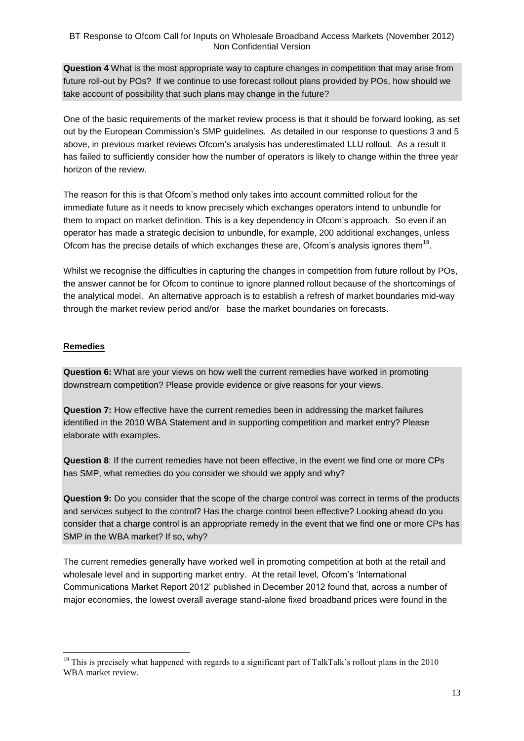**Question 4** What is the most appropriate way to capture changes in competition that may arise from future roll-out by POs? If we continue to use forecast rollout plans provided by POs, how should we take account of possibility that such plans may change in the future?

One of the basic requirements of the market review process is that it should be forward looking, as set out by the European Commission's SMP guidelines. As detailed in our response to questions 3 and 5 above, in previous market reviews Ofcom's analysis has underestimated LLU rollout. As a result it has failed to sufficiently consider how the number of operators is likely to change within the three year horizon of the review.

The reason for this is that Ofcom's method only takes into account committed rollout for the immediate future as it needs to know precisely which exchanges operators intend to unbundle for them to impact on market definition. This is a key dependency in Ofcom's approach. So even if an operator has made a strategic decision to unbundle, for example, 200 additional exchanges, unless Ofcom has the precise details of which exchanges these are, Ofcom's analysis ignores them[19].

Whilst we recognise the difficulties in capturing the changes in competition from future rollout by POs, the answer cannot be for Ofcom to continue to ignore planned rollout because of the shortcomings of the analytical model. An alternative approach is to establish a refresh of market boundaries mid-way through the market review period and/or base the market boundaries on forecasts.

**Remedies**

**Question 6:** What are your views on how well the current remedies have worked in promoting downstream competition? Please provide evidence or give reasons for your views.

**Question 7:** How effective have the current remedies been in addressing the market failures identified in the 2010 WBA Statement and in supporting competition and market entry? Please elaborate with examples.

**Question 8**: If the current remedies have not been effective, in the event we find one or more CPs has SMP, what remedies do you consider we should we apply and why?

**Question 9:** Do you consider that the scope of the charge control was correct in terms of the products and services subject to the control? Has the charge control been effective? Looking ahead do you consider that a charge control is an appropriate remedy in the event that we find one or more CPs has SMP in the WBA market? If so, why?

The current remedies generally have worked well in promoting competition at both at the retail and wholesale level and in supporting market entry. At the retail level, Ofcom's 'International Communications Market Report 2012' published in December 2012 found that, across a number of major economies, the lowest overall average stand-alone fixed broadband prices were found in the

[19] This is precisely what happened with regards to a significant part of TalkTalk's rollout plans in the 2010 WBA market review.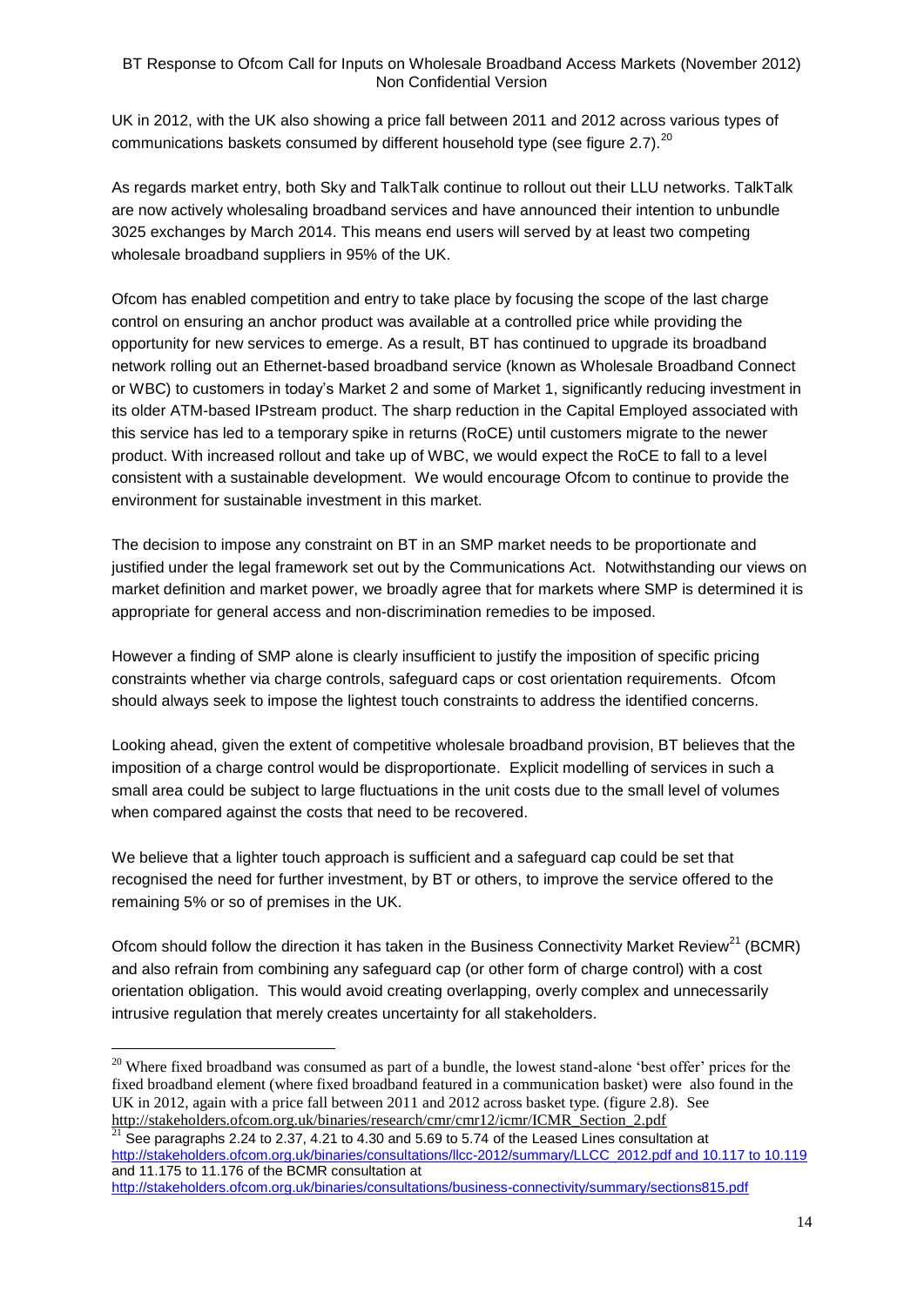UK in 2012, with the UK also showing a price fall between 2011 and 2012 across various types of communications baskets consumed by different household type (see figure 2.7).[20]

As regards market entry, both Sky and TalkTalk continue to rollout out their LLU networks. TalkTalk are now actively wholesaling broadband services and have announced their intention to unbundle 3025 exchanges by March 2014. This means end users will served by at least two competing wholesale broadband suppliers in 95% of the UK.

Ofcom has enabled competition and entry to take place by focusing the scope of the last charge control on ensuring an anchor product was available at a controlled price while providing the opportunity for new services to emerge. As a result, BT has continued to upgrade its broadband network rolling out an Ethernet-based broadband service (known as Wholesale Broadband Connect or WBC) to customers in today's Market 2 and some of Market 1, significantly reducing investment in its older ATM-based IPstream product. The sharp reduction in the Capital Employed associated with this service has led to a temporary spike in returns (RoCE) until customers migrate to the newer product. With increased rollout and take up of WBC, we would expect the RoCE to fall to a level consistent with a sustainable development. We would encourage Ofcom to continue to provide the environment for sustainable investment in this market.

The decision to impose any constraint on BT in an SMP market needs to be proportionate and justified under the legal framework set out by the Communications Act. Notwithstanding our views on market definition and market power, we broadly agree that for markets where SMP is determined it is appropriate for general access and non-discrimination remedies to be imposed.

However a finding of SMP alone is clearly insufficient to justify the imposition of specific pricing constraints whether via charge controls, safeguard caps or cost orientation requirements. Ofcom should always seek to impose the lightest touch constraints to address the identified concerns.

Looking ahead, given the extent of competitive wholesale broadband provision, BT believes that the imposition of a charge control would be disproportionate. Explicit modelling of services in such a small area could be subject to large fluctuations in the unit costs due to the small level of volumes when compared against the costs that need to be recovered.

We believe that a lighter touch approach is sufficient and a safeguard cap could be set that recognised the need for further investment, by BT or others, to improve the service offered to the remaining 5% or so of premises in the UK.

Ofcom should follow the direction it has taken in the Business Connectivity Market Review[21] (BCMR) and also refrain from combining any safeguard cap (or other form of charge control) with a cost orientation obligation. This would avoid creating overlapping, overly complex and unnecessarily intrusive regulation that merely creates uncertainty for all stakeholders.

---

[20] Where fixed broadband was consumed as part of a bundle, the lowest stand-alone 'best offer' prices for the fixed broadband element (where fixed broadband featured in a communication basket) were also found in the UK in 2012, again with a price fall between 2011 and 2012 across basket type. (figure 2.8). See http://stakeholders.ofcom.org.uk/binaries/research/cmr/cmr12/icmr/ICMR_Section_2.pdf

[21] See paragraphs 2.24 to 2.37, 4.21 to 4.30 and 5.69 to 5.74 of the Leased Lines consultation at http://stakeholders.ofcom.org.uk/binaries/consultations/llcc-2012/summary/LLCC_2012.pdf and 10.117 to 10.119 and 11.175 to 11.176 of the BCMR consultation at http://stakeholders.ofcom.org.uk/binaries/consultations/business-connectivity/summary/sections815.pdf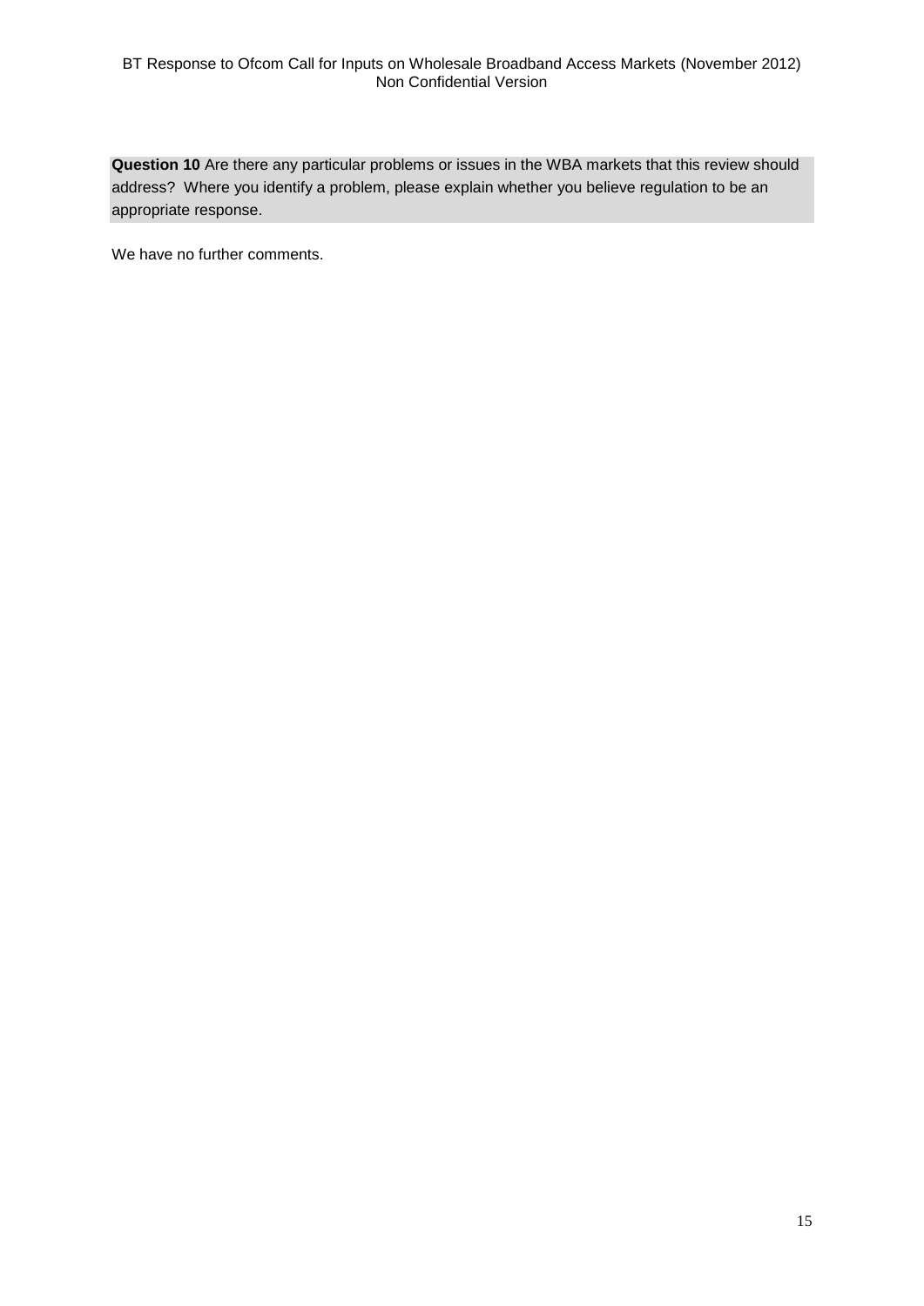**Question 10** Are there any particular problems or issues in the WBA markets that this review should address? Where you identify a problem, please explain whether you believe regulation to be an appropriate response.

We have no further comments.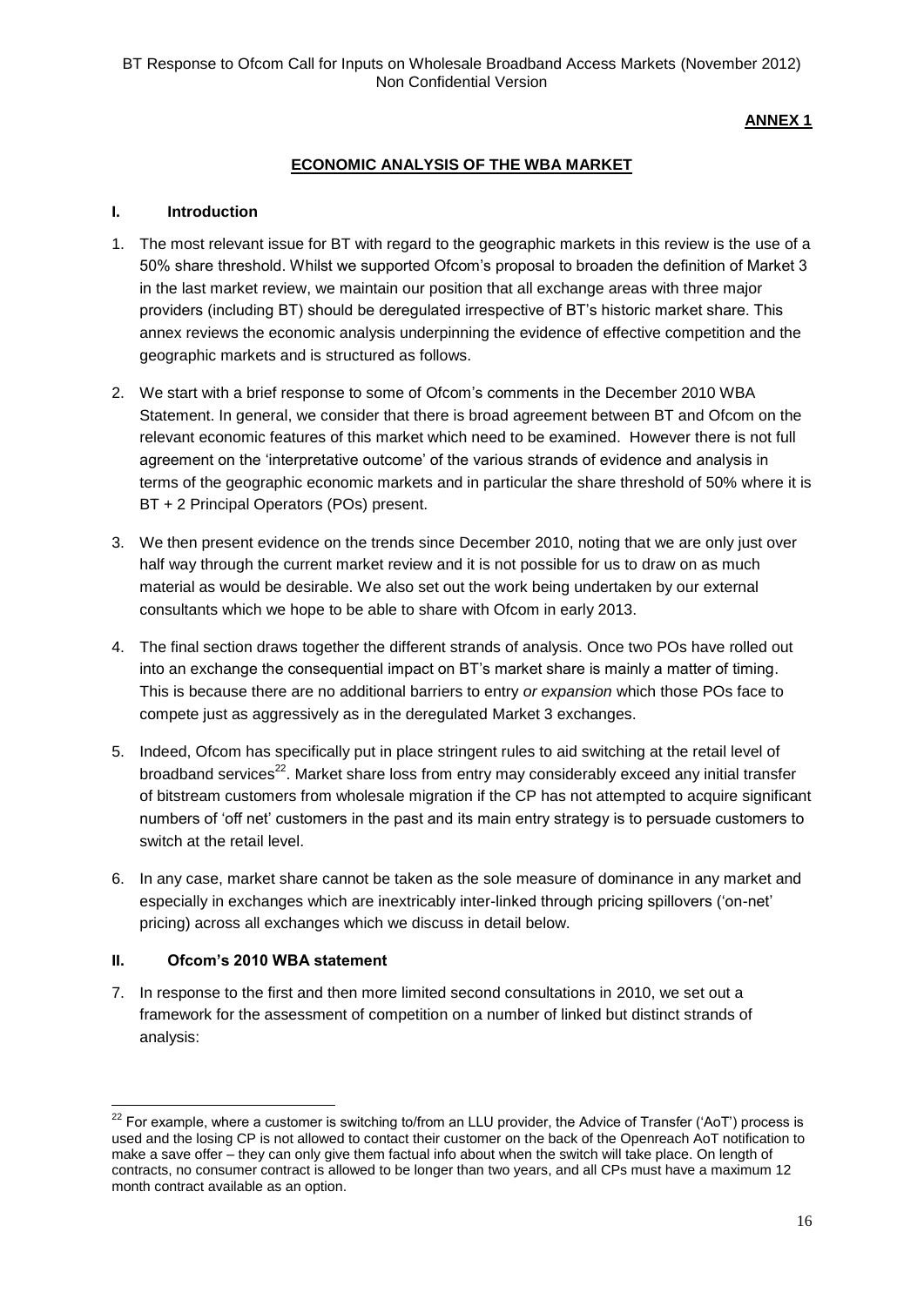**ANNEX 1**

## ECONOMIC ANALYSIS OF THE WBA MARKET

### I. Introduction

1. The most relevant issue for BT with regard to the geographic markets in this review is the use of a 50% share threshold. Whilst we supported Ofcom's proposal to broaden the definition of Market 3 in the last market review, we maintain our position that all exchange areas with three major providers (including BT) should be deregulated irrespective of BT's historic market share. This annex reviews the economic analysis underpinning the evidence of effective competition and the geographic markets and is structured as follows.

2. We start with a brief response to some of Ofcom's comments in the December 2010 WBA Statement. In general, we consider that there is broad agreement between BT and Ofcom on the relevant economic features of this market which need to be examined. However there is not full agreement on the 'interpretative outcome' of the various strands of evidence and analysis in terms of the geographic economic markets and in particular the share threshold of 50% where it is BT + 2 Principal Operators (POs) present.

3. We then present evidence on the trends since December 2010, noting that we are only just over half way through the current market review and it is not possible for us to draw on as much material as would be desirable. We also set out the work being undertaken by our external consultants which we hope to be able to share with Ofcom in early 2013.

4. The final section draws together the different strands of analysis. Once two POs have rolled out into an exchange the consequential impact on BT's market share is mainly a matter of timing. This is because there are no additional barriers to entry *or expansion* which those POs face to compete just as aggressively as in the deregulated Market 3 exchanges.

5. Indeed, Ofcom has specifically put in place stringent rules to aid switching at the retail level of broadband services[22]. Market share loss from entry may considerably exceed any initial transfer of bitstream customers from wholesale migration if the CP has not attempted to acquire significant numbers of 'off net' customers in the past and its main entry strategy is to persuade customers to switch at the retail level.

6. In any case, market share cannot be taken as the sole measure of dominance in any market and especially in exchanges which are inextricably inter-linked through pricing spillovers ('on-net' pricing) across all exchanges which we discuss in detail below.

### II. Ofcom's 2010 WBA statement

7. In response to the first and then more limited second consultations in 2010, we set out a framework for the assessment of competition on a number of linked but distinct strands of analysis:

---

[22] For example, where a customer is switching to/from an LLU provider, the Advice of Transfer ('AoT') process is used and the losing CP is not allowed to contact their customer on the back of the Openreach AoT notification to make a save offer – they can only give them factual info about when the switch will take place. On length of contracts, no consumer contract is allowed to be longer than two years, and all CPs must have a maximum 12 month contract available as an option.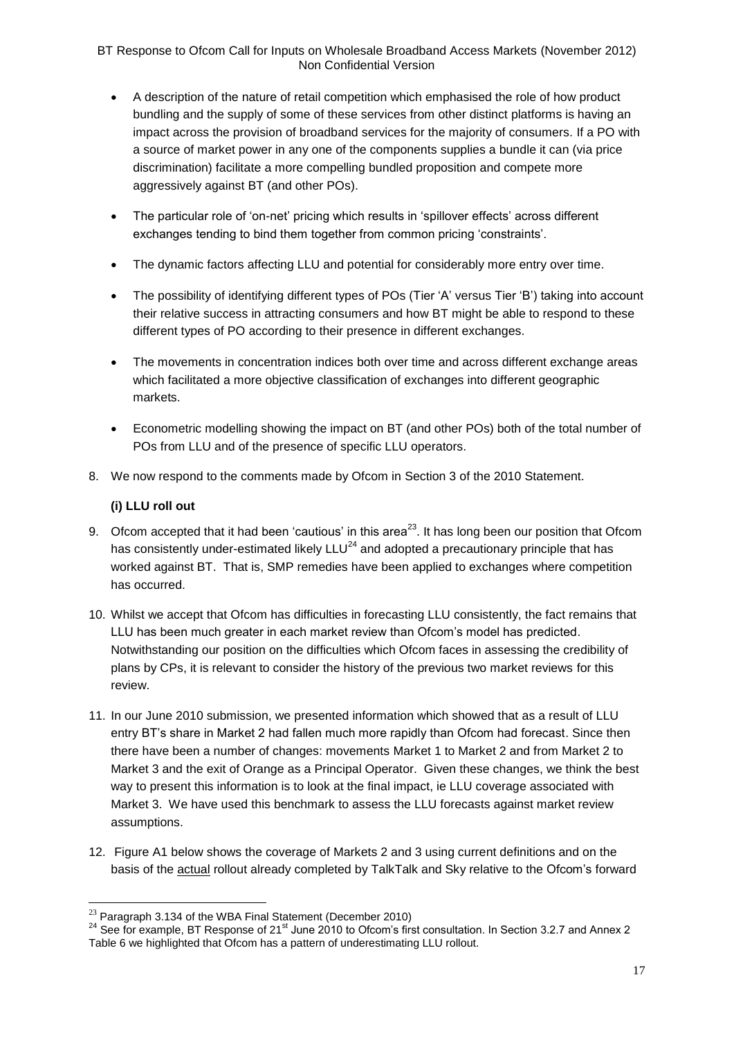- A description of the nature of retail competition which emphasised the role of how product bundling and the supply of some of these services from other distinct platforms is having an impact across the provision of broadband services for the majority of consumers. If a PO with a source of market power in any one of the components supplies a bundle it can (via price discrimination) facilitate a more compelling bundled proposition and compete more aggressively against BT (and other POs).
- The particular role of 'on-net' pricing which results in 'spillover effects' across different exchanges tending to bind them together from common pricing 'constraints'.
- The dynamic factors affecting LLU and potential for considerably more entry over time.
- The possibility of identifying different types of POs (Tier 'A' versus Tier 'B') taking into account their relative success in attracting consumers and how BT might be able to respond to these different types of PO according to their presence in different exchanges.
- The movements in concentration indices both over time and across different exchange areas which facilitated a more objective classification of exchanges into different geographic markets.
- Econometric modelling showing the impact on BT (and other POs) both of the total number of POs from LLU and of the presence of specific LLU operators.

8. We now respond to the comments made by Ofcom in Section 3 of the 2010 Statement.

**(i) LLU roll out**

9. Ofcom accepted that it had been 'cautious' in this area[23]. It has long been our position that Ofcom has consistently under-estimated likely LLU[24] and adopted a precautionary principle that has worked against BT. That is, SMP remedies have been applied to exchanges where competition has occurred.

10. Whilst we accept that Ofcom has difficulties in forecasting LLU consistently, the fact remains that LLU has been much greater in each market review than Ofcom's model has predicted. Notwithstanding our position on the difficulties which Ofcom faces in assessing the credibility of plans by CPs, it is relevant to consider the history of the previous two market reviews for this review.

11. In our June 2010 submission, we presented information which showed that as a result of LLU entry BT's share in Market 2 had fallen much more rapidly than Ofcom had forecast. Since then there have been a number of changes: movements Market 1 to Market 2 and from Market 2 to Market 3 and the exit of Orange as a Principal Operator. Given these changes, we think the best way to present this information is to look at the final impact, ie LLU coverage associated with Market 3. We have used this benchmark to assess the LLU forecasts against market review assumptions.

12. Figure A1 below shows the coverage of Markets 2 and 3 using current definitions and on the basis of the <u>actual</u> rollout already completed by TalkTalk and Sky relative to the Ofcom's forward

[23] Paragraph 3.134 of the WBA Final Statement (December 2010)

[24] See for example, BT Response of 21st June 2010 to Ofcom's first consultation. In Section 3.2.7 and Annex 2 Table 6 we highlighted that Ofcom has a pattern of underestimating LLU rollout.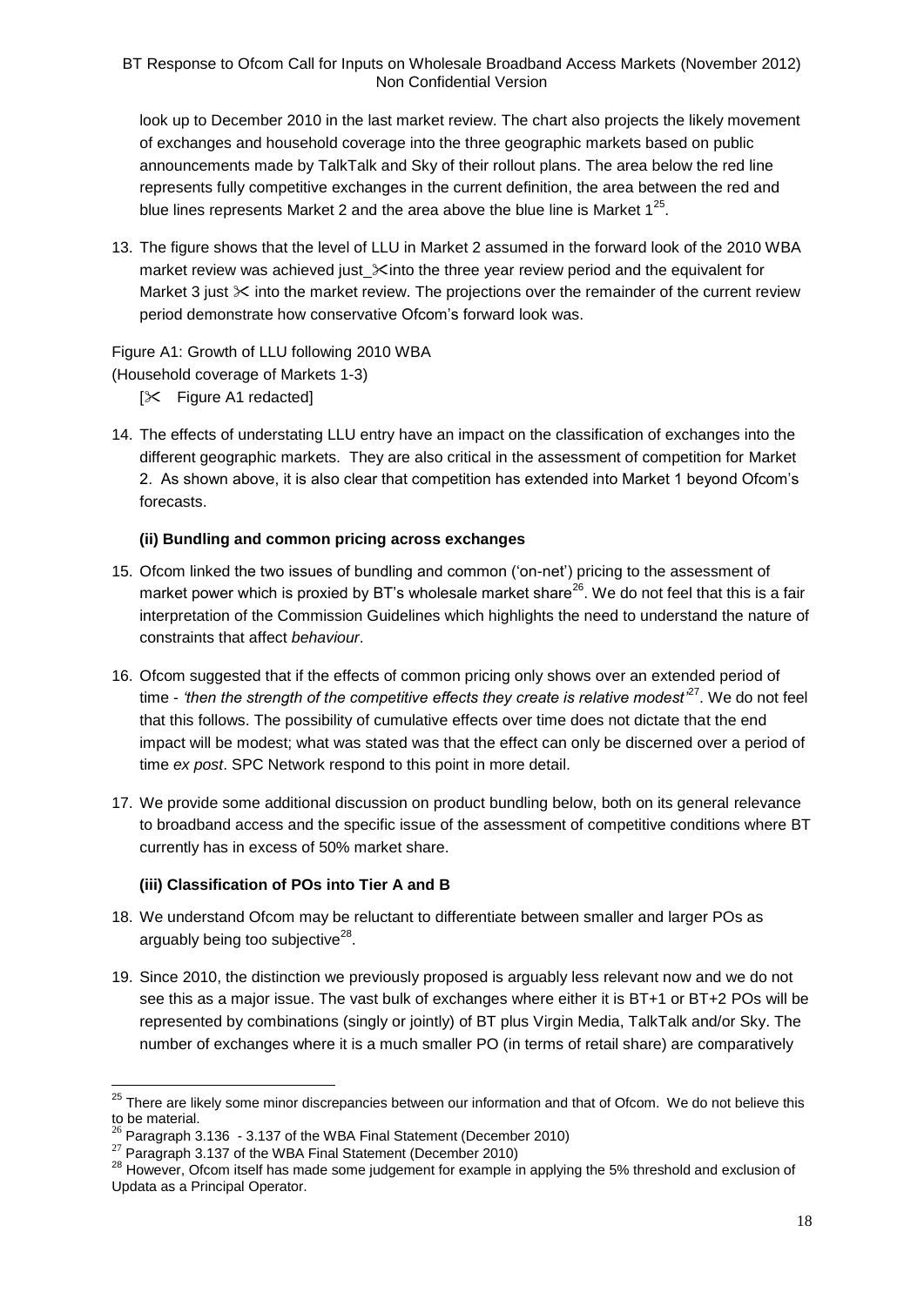look up to December 2010 in the last market review. The chart also projects the likely movement of exchanges and household coverage into the three geographic markets based on public announcements made by TalkTalk and Sky of their rollout plans. The area below the red line represents fully competitive exchanges in the current definition, the area between the red and blue lines represents Market 2 and the area above the blue line is Market 1[25].

13. The figure shows that the level of LLU in Market 2 assumed in the forward look of the 2010 WBA market review was achieved just ✂ into the three year review period and the equivalent for Market 3 just ✂ into the market review. The projections over the remainder of the current review period demonstrate how conservative Ofcom's forward look was.

Figure A1: Growth of LLU following 2010 WBA
(Household coverage of Markets 1-3)

[✂ Figure A1 redacted]

14. The effects of understating LLU entry have an impact on the classification of exchanges into the different geographic markets. They are also critical in the assessment of competition for Market 2. As shown above, it is also clear that competition has extended into Market 1 beyond Ofcom's forecasts.

### (ii) Bundling and common pricing across exchanges

15. Ofcom linked the two issues of bundling and common ('on-net') pricing to the assessment of market power which is proxied by BT's wholesale market share[26]. We do not feel that this is a fair interpretation of the Commission Guidelines which highlights the need to understand the nature of constraints that affect *behaviour*.

16. Ofcom suggested that if the effects of common pricing only shows over an extended period of time - *'then the strength of the competitive effects they create is relative modest'*[27]. We do not feel that this follows. The possibility of cumulative effects over time does not dictate that the end impact will be modest; what was stated was that the effect can only be discerned over a period of time *ex post*. SPC Network respond to this point in more detail.

17. We provide some additional discussion on product bundling below, both on its general relevance to broadband access and the specific issue of the assessment of competitive conditions where BT currently has in excess of 50% market share.

### (iii) Classification of POs into Tier A and B

18. We understand Ofcom may be reluctant to differentiate between smaller and larger POs as arguably being too subjective[28].

19. Since 2010, the distinction we previously proposed is arguably less relevant now and we do not see this as a major issue. The vast bulk of exchanges where either it is BT+1 or BT+2 POs will be represented by combinations (singly or jointly) of BT plus Virgin Media, TalkTalk and/or Sky. The number of exchanges where it is a much smaller PO (in terms of retail share) are comparatively

---

[25] There are likely some minor discrepancies between our information and that of Ofcom. We do not believe this to be material.

[26] Paragraph 3.136 - 3.137 of the WBA Final Statement (December 2010)

[27] Paragraph 3.137 of the WBA Final Statement (December 2010)

[28] However, Ofcom itself has made some judgement for example in applying the 5% threshold and exclusion of Updata as a Principal Operator.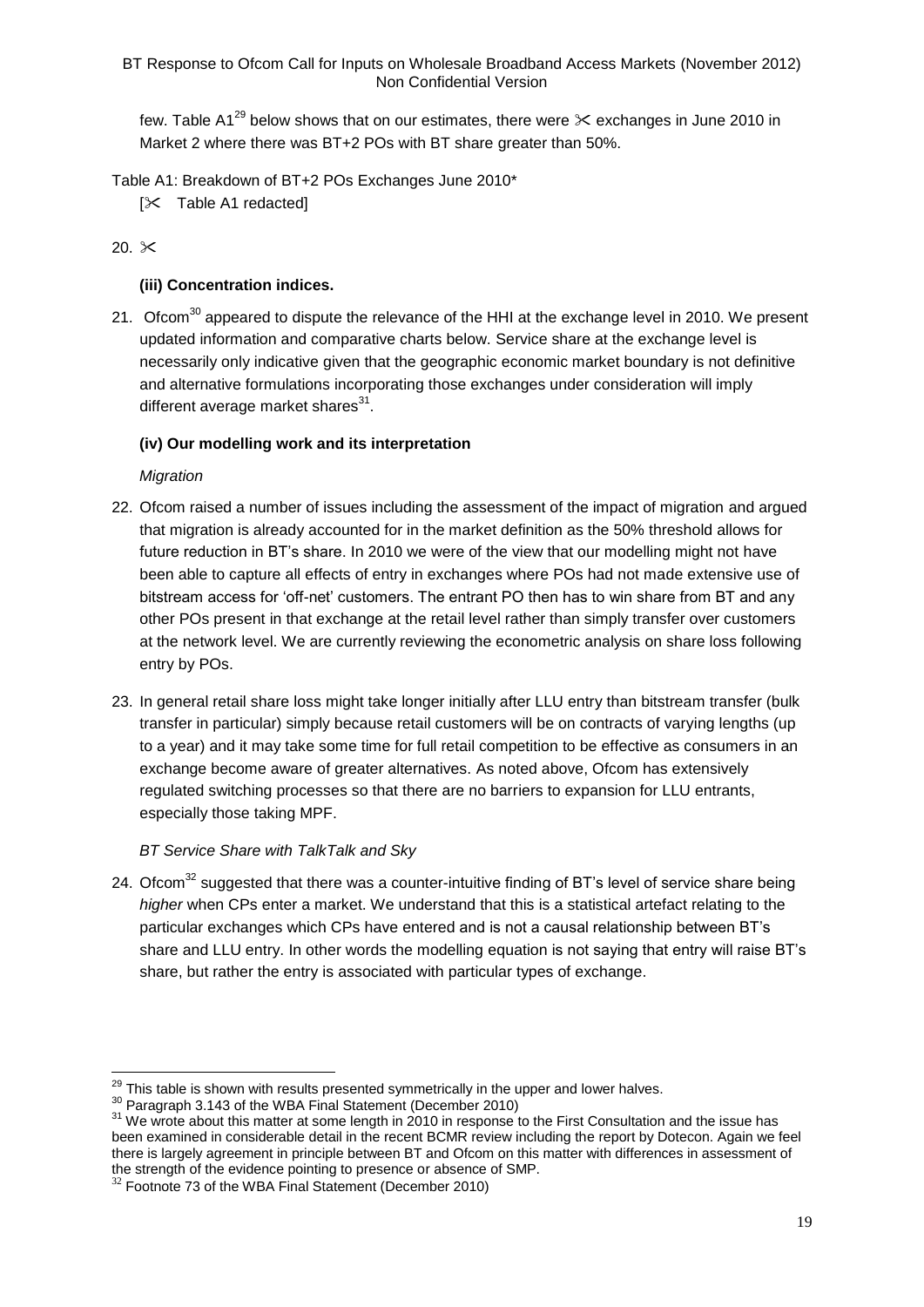few. Table A1[29] below shows that on our estimates, there were ✂ exchanges in June 2010 in Market 2 where there was BT+2 POs with BT share greater than 50%.

Table A1: Breakdown of BT+2 POs Exchanges June 2010*

[✂ Table A1 redacted]

20. ✂

### (iii) Concentration indices.

21. Ofcom[30] appeared to dispute the relevance of the HHI at the exchange level in 2010. We present updated information and comparative charts below. Service share at the exchange level is necessarily only indicative given that the geographic economic market boundary is not definitive and alternative formulations incorporating those exchanges under consideration will imply different average market shares[31].

### (iv) Our modelling work and its interpretation

*Migration*

22. Ofcom raised a number of issues including the assessment of the impact of migration and argued that migration is already accounted for in the market definition as the 50% threshold allows for future reduction in BT's share. In 2010 we were of the view that our modelling might not have been able to capture all effects of entry in exchanges where POs had not made extensive use of bitstream access for 'off-net' customers. The entrant PO then has to win share from BT and any other POs present in that exchange at the retail level rather than simply transfer over customers at the network level. We are currently reviewing the econometric analysis on share loss following entry by POs.

23. In general retail share loss might take longer initially after LLU entry than bitstream transfer (bulk transfer in particular) simply because retail customers will be on contracts of varying lengths (up to a year) and it may take some time for full retail competition to be effective as consumers in an exchange become aware of greater alternatives. As noted above, Ofcom has extensively regulated switching processes so that there are no barriers to expansion for LLU entrants, especially those taking MPF.

*BT Service Share with TalkTalk and Sky*

24. Ofcom[32] suggested that there was a counter-intuitive finding of BT's level of service share being *higher* when CPs enter a market. We understand that this is a statistical artefact relating to the particular exchanges which CPs have entered and is not a causal relationship between BT's share and LLU entry. In other words the modelling equation is not saying that entry will raise BT's share, but rather the entry is associated with particular types of exchange.

---

[29] This table is shown with results presented symmetrically in the upper and lower halves.

[30] Paragraph 3.143 of the WBA Final Statement (December 2010)

[31] We wrote about this matter at some length in 2010 in response to the First Consultation and the issue has been examined in considerable detail in the recent BCMR review including the report by Dotecon. Again we feel there is largely agreement in principle between BT and Ofcom on this matter with differences in assessment of the strength of the evidence pointing to presence or absence of SMP.

[32] Footnote 73 of the WBA Final Statement (December 2010)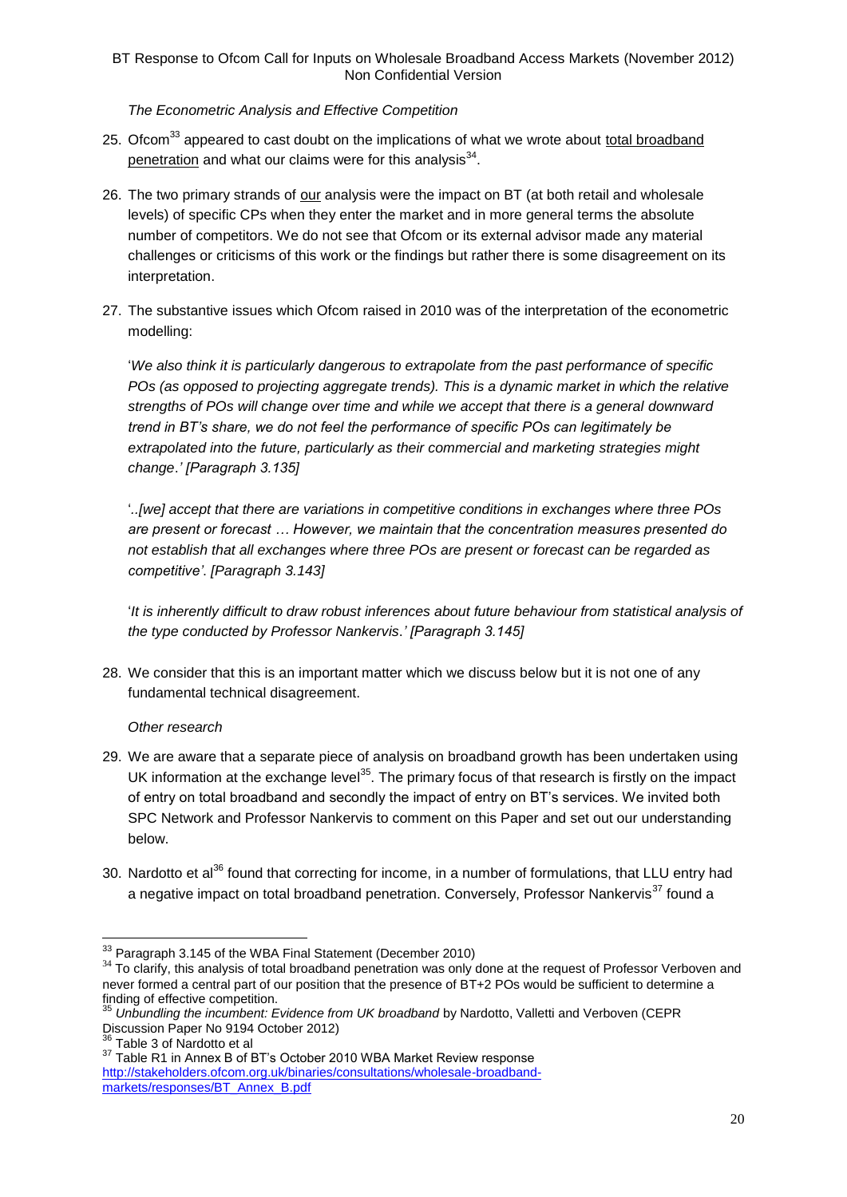*The Econometric Analysis and Effective Competition*

25. Ofcom[33] appeared to cast doubt on the implications of what we wrote about total broadband penetration and what our claims were for this analysis[34].

26. The two primary strands of our analysis were the impact on BT (at both retail and wholesale levels) of specific CPs when they enter the market and in more general terms the absolute number of competitors. We do not see that Ofcom or its external advisor made any material challenges or criticisms of this work or the findings but rather there is some disagreement on its interpretation.

27. The substantive issues which Ofcom raised in 2010 was of the interpretation of the econometric modelling:

   '*We also think it is particularly dangerous to extrapolate from the past performance of specific POs (as opposed to projecting aggregate trends). This is a dynamic market in which the relative strengths of POs will change over time and while we accept that there is a general downward trend in BT's share, we do not feel the performance of specific POs can legitimately be extrapolated into the future, particularly as their commercial and marketing strategies might change*.' *[Paragraph 3.135]*

   '*..[we] accept that there are variations in competitive conditions in exchanges where three POs are present or forecast … However, we maintain that the concentration measures presented do not establish that all exchanges where three POs are present or forecast can be regarded as competitive'*. *[Paragraph 3.143]*

   '*It is inherently difficult to draw robust inferences about future behaviour from statistical analysis of the type conducted by Professor Nankervis*.' *[Paragraph 3.145]*

28. We consider that this is an important matter which we discuss below but it is not one of any fundamental technical disagreement.

*Other research*

29. We are aware that a separate piece of analysis on broadband growth has been undertaken using UK information at the exchange level[35]. The primary focus of that research is firstly on the impact of entry on total broadband and secondly the impact of entry on BT's services. We invited both SPC Network and Professor Nankervis to comment on this Paper and set out our understanding below.

30. Nardotto et al[36] found that correcting for income, in a number of formulations, that LLU entry had a negative impact on total broadband penetration. Conversely, Professor Nankervis[37] found a

---

[33] Paragraph 3.145 of the WBA Final Statement (December 2010)

[34] To clarify, this analysis of total broadband penetration was only done at the request of Professor Verboven and never formed a central part of our position that the presence of BT+2 POs would be sufficient to determine a finding of effective competition.

[35] *Unbundling the incumbent: Evidence from UK broadband* by Nardotto, Valletti and Verboven (CEPR Discussion Paper No 9194 October 2012)

[36] Table 3 of Nardotto et al

[37] Table R1 in Annex B of BT's October 2010 WBA Market Review response http://stakeholders.ofcom.org.uk/binaries/consultations/wholesale-broadband-markets/responses/BT_Annex_B.pdf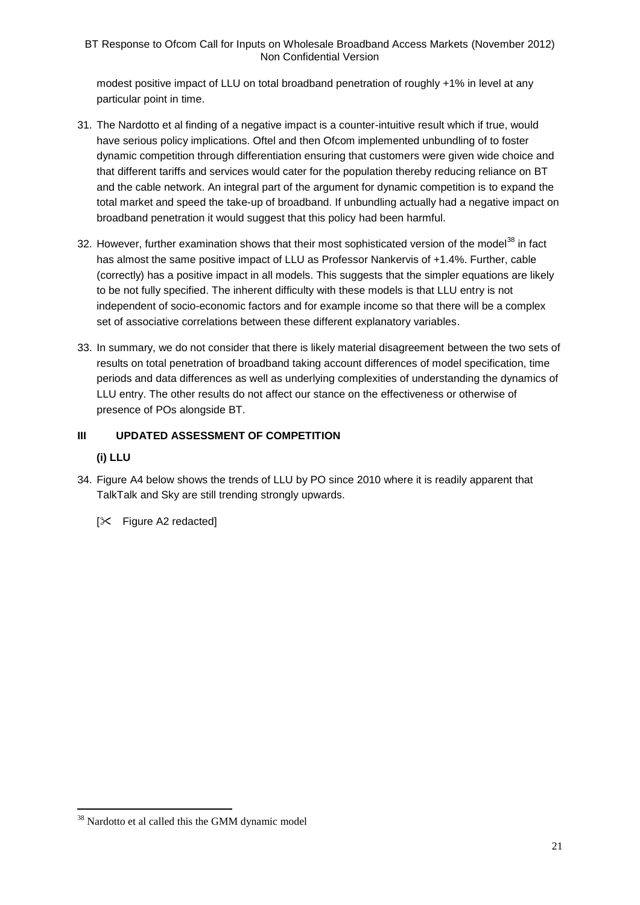modest positive impact of LLU on total broadband penetration of roughly +1% in level at any particular point in time.

31. The Nardotto et al finding of a negative impact is a counter-intuitive result which if true, would have serious policy implications. Oftel and then Ofcom implemented unbundling of to foster dynamic competition through differentiation ensuring that customers were given wide choice and that different tariffs and services would cater for the population thereby reducing reliance on BT and the cable network. An integral part of the argument for dynamic competition is to expand the total market and speed the take-up of broadband. If unbundling actually had a negative impact on broadband penetration it would suggest that this policy had been harmful.

32. However, further examination shows that their most sophisticated version of the model[38] in fact has almost the same positive impact of LLU as Professor Nankervis of +1.4%. Further, cable (correctly) has a positive impact in all models. This suggests that the simpler equations are likely to be not fully specified. The inherent difficulty with these models is that LLU entry is not independent of socio-economic factors and for example income so that there will be a complex set of associative correlations between these different explanatory variables.

33. In summary, we do not consider that there is likely material disagreement between the two sets of results on total penetration of broadband taking account differences of model specification, time periods and data differences as well as underlying complexities of understanding the dynamics of LLU entry. The other results do not affect our stance on the effectiveness or otherwise of presence of POs alongside BT.

## III UPDATED ASSESSMENT OF COMPETITION

### (i) LLU

34. Figure A4 below shows the trends of LLU by PO since 2010 where it is readily apparent that TalkTalk and Sky are still trending strongly upwards.

[✂ Figure A2 redacted]

[38] Nardotto et al called this the GMM dynamic model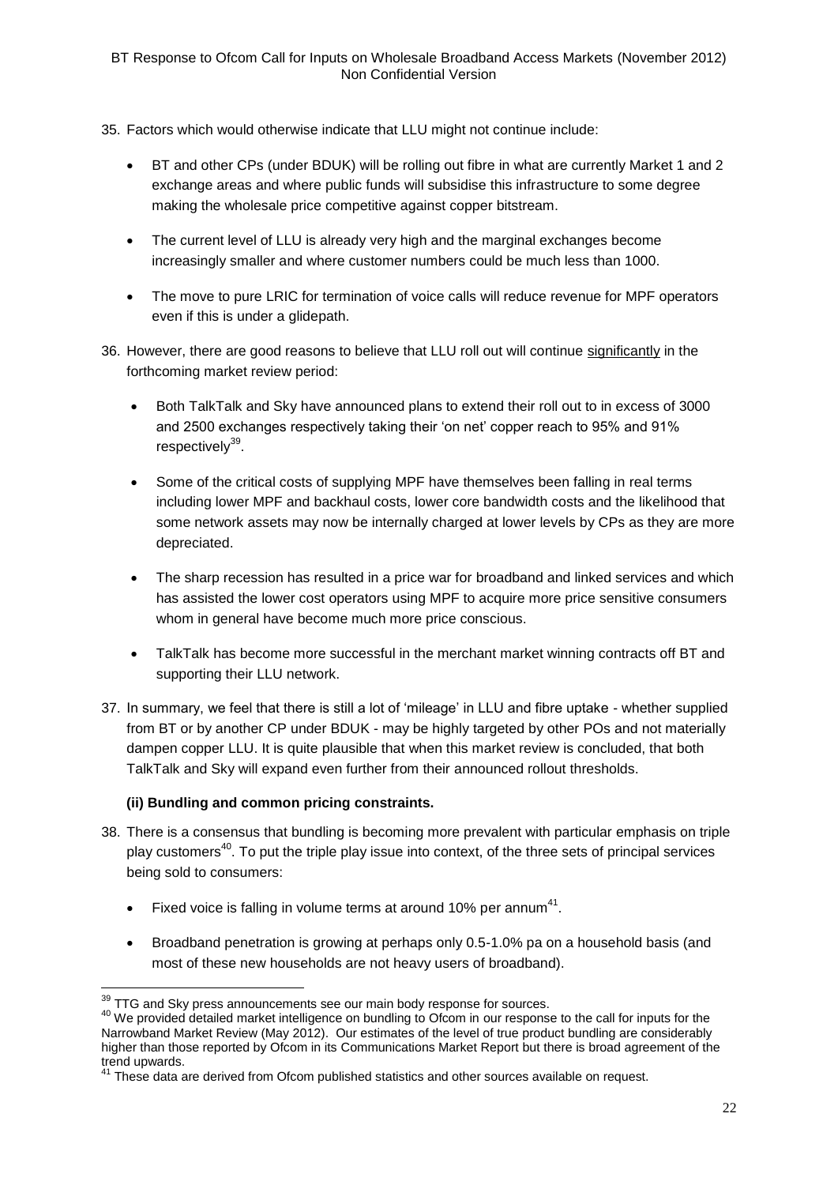35. Factors which would otherwise indicate that LLU might not continue include:

    - BT and other CPs (under BDUK) will be rolling out fibre in what are currently Market 1 and 2 exchange areas and where public funds will subsidise this infrastructure to some degree making the wholesale price competitive against copper bitstream.
    - The current level of LLU is already very high and the marginal exchanges become increasingly smaller and where customer numbers could be much less than 1000.
    - The move to pure LRIC for termination of voice calls will reduce revenue for MPF operators even if this is under a glidepath.

36. However, there are good reasons to believe that LLU roll out will continue significantly in the forthcoming market review period:

    - Both TalkTalk and Sky have announced plans to extend their roll out to in excess of 3000 and 2500 exchanges respectively taking their 'on net' copper reach to 95% and 91% respectively[39].
    - Some of the critical costs of supplying MPF have themselves been falling in real terms including lower MPF and backhaul costs, lower core bandwidth costs and the likelihood that some network assets may now be internally charged at lower levels by CPs as they are more depreciated.
    - The sharp recession has resulted in a price war for broadband and linked services and which has assisted the lower cost operators using MPF to acquire more price sensitive consumers whom in general have become much more price conscious.
    - TalkTalk has become more successful in the merchant market winning contracts off BT and supporting their LLU network.

37. In summary, we feel that there is still a lot of 'mileage' in LLU and fibre uptake - whether supplied from BT or by another CP under BDUK - may be highly targeted by other POs and not materially dampen copper LLU. It is quite plausible that when this market review is concluded, that both TalkTalk and Sky will expand even further from their announced rollout thresholds.

**(ii) Bundling and common pricing constraints.**

38. There is a consensus that bundling is becoming more prevalent with particular emphasis on triple play customers[40]. To put the triple play issue into context, of the three sets of principal services being sold to consumers:

    - Fixed voice is falling in volume terms at around 10% per annum[41].
    - Broadband penetration is growing at perhaps only 0.5-1.0% pa on a household basis (and most of these new households are not heavy users of broadband).

---

[39] TTG and Sky press announcements see our main body response for sources.

[40] We provided detailed market intelligence on bundling to Ofcom in our response to the call for inputs for the Narrowband Market Review (May 2012). Our estimates of the level of true product bundling are considerably higher than those reported by Ofcom in its Communications Market Report but there is broad agreement of the trend upwards.

[41] These data are derived from Ofcom published statistics and other sources available on request.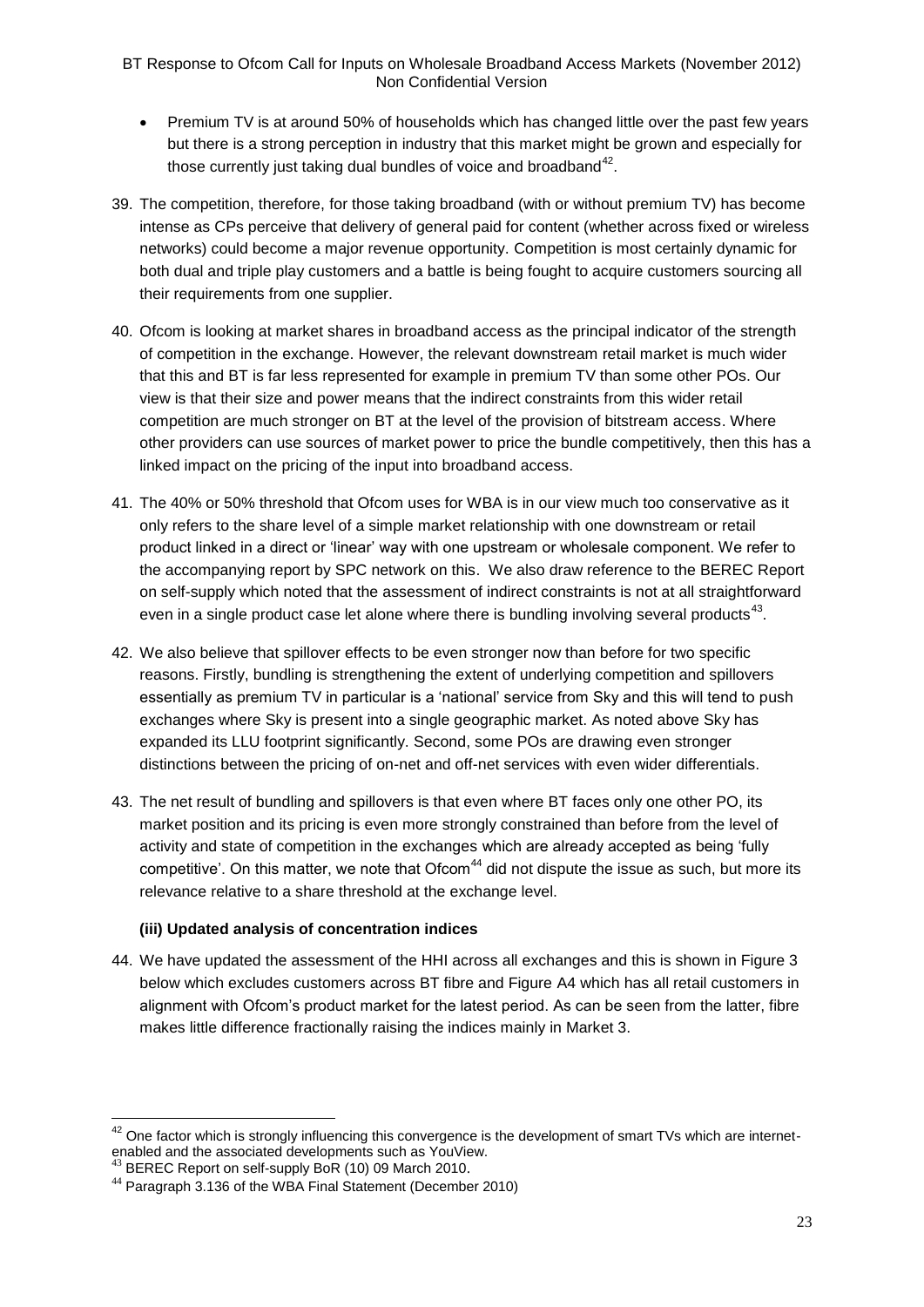- Premium TV is at around 50% of households which has changed little over the past few years but there is a strong perception in industry that this market might be grown and especially for those currently just taking dual bundles of voice and broadband[42].

39. The competition, therefore, for those taking broadband (with or without premium TV) has become intense as CPs perceive that delivery of general paid for content (whether across fixed or wireless networks) could become a major revenue opportunity. Competition is most certainly dynamic for both dual and triple play customers and a battle is being fought to acquire customers sourcing all their requirements from one supplier.

40. Ofcom is looking at market shares in broadband access as the principal indicator of the strength of competition in the exchange. However, the relevant downstream retail market is much wider that this and BT is far less represented for example in premium TV than some other POs. Our view is that their size and power means that the indirect constraints from this wider retail competition are much stronger on BT at the level of the provision of bitstream access. Where other providers can use sources of market power to price the bundle competitively, then this has a linked impact on the pricing of the input into broadband access.

41. The 40% or 50% threshold that Ofcom uses for WBA is in our view much too conservative as it only refers to the share level of a simple market relationship with one downstream or retail product linked in a direct or 'linear' way with one upstream or wholesale component. We refer to the accompanying report by SPC network on this. We also draw reference to the BEREC Report on self-supply which noted that the assessment of indirect constraints is not at all straightforward even in a single product case let alone where there is bundling involving several products[43].

42. We also believe that spillover effects to be even stronger now than before for two specific reasons. Firstly, bundling is strengthening the extent of underlying competition and spillovers essentially as premium TV in particular is a 'national' service from Sky and this will tend to push exchanges where Sky is present into a single geographic market. As noted above Sky has expanded its LLU footprint significantly. Second, some POs are drawing even stronger distinctions between the pricing of on-net and off-net services with even wider differentials.

43. The net result of bundling and spillovers is that even where BT faces only one other PO, its market position and its pricing is even more strongly constrained than before from the level of activity and state of competition in the exchanges which are already accepted as being 'fully competitive'. On this matter, we note that Ofcom[44] did not dispute the issue as such, but more its relevance relative to a share threshold at the exchange level.

### (iii) Updated analysis of concentration indices

44. We have updated the assessment of the HHI across all exchanges and this is shown in Figure 3 below which excludes customers across BT fibre and Figure A4 which has all retail customers in alignment with Ofcom's product market for the latest period. As can be seen from the latter, fibre makes little difference fractionally raising the indices mainly in Market 3.

---

[42] One factor which is strongly influencing this convergence is the development of smart TVs which are internet-enabled and the associated developments such as YouView.

[43] BEREC Report on self-supply BoR (10) 09 March 2010.

[44] Paragraph 3.136 of the WBA Final Statement (December 2010)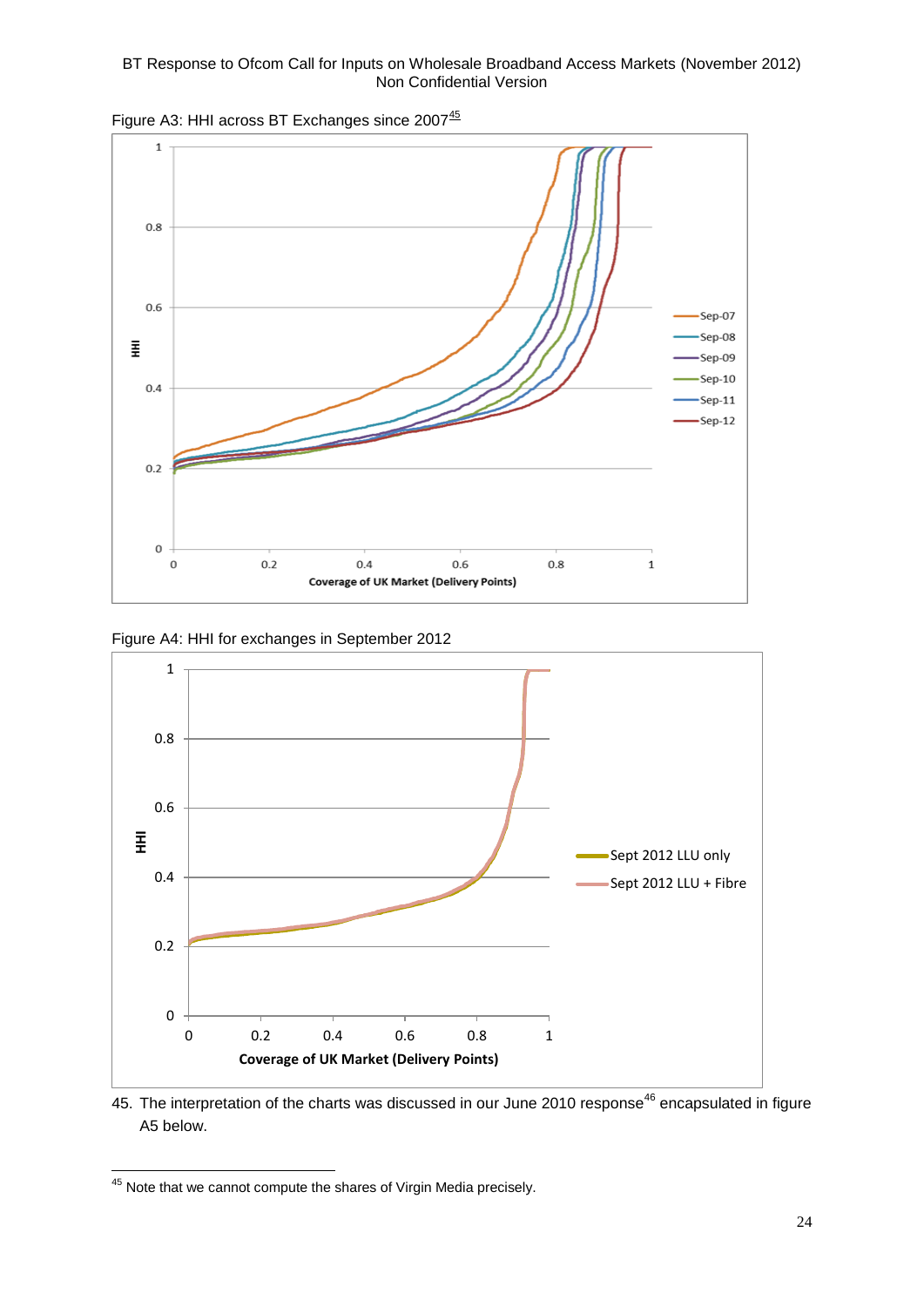Figure A3: HHI across BT Exchanges since 2007[45]

Figure A4: HHI for exchanges in September 2012

45. The interpretation of the charts was discussed in our June 2010 response[46] encapsulated in figure A5 below.

---

[45] Note that we cannot compute the shares of Virgin Media precisely.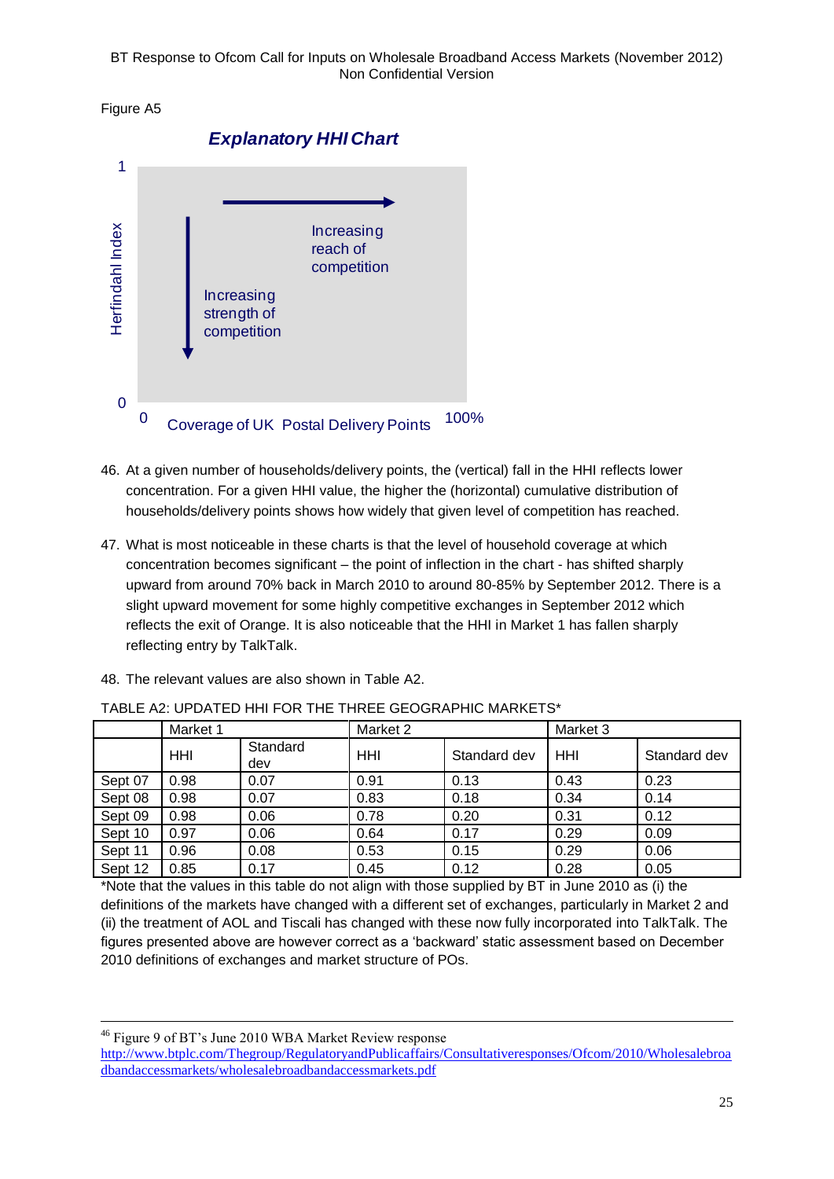Figure A5

**Explanatory HHI Chart**

Herfindahl Index (vertical axis, 0 to 1); Coverage of UK Postal Delivery Points (horizontal axis, 0 to 100%)

Increasing reach of competition

Increasing strength of competition

46. At a given number of households/delivery points, the (vertical) fall in the HHI reflects lower concentration. For a given HHI value, the higher the (horizontal) cumulative distribution of households/delivery points shows how widely that given level of competition has reached.

47. What is most noticeable in these charts is that the level of household coverage at which concentration becomes significant – the point of inflection in the chart - has shifted sharply upward from around 70% back in March 2010 to around 80-85% by September 2012. There is a slight upward movement for some highly competitive exchanges in September 2012 which reflects the exit of Orange. It is also noticeable that the HHI in Market 1 has fallen sharply reflecting entry by TalkTalk.

48. The relevant values are also shown in Table A2.

TABLE A2: UPDATED HHI FOR THE THREE GEOGRAPHIC MARKETS*

| | Market 1 | | Market 2 | | Market 3 | |
|---|---|---|---|---|---|---|
| | HHI | Standard dev | HHI | Standard dev | HHI | Standard dev |
| Sept 07 | 0.98 | 0.07 | 0.91 | 0.13 | 0.43 | 0.23 |
| Sept 08 | 0.98 | 0.07 | 0.83 | 0.18 | 0.34 | 0.14 |
| Sept 09 | 0.98 | 0.06 | 0.78 | 0.20 | 0.31 | 0.12 |
| Sept 10 | 0.97 | 0.06 | 0.64 | 0.17 | 0.29 | 0.09 |
| Sept 11 | 0.96 | 0.08 | 0.53 | 0.15 | 0.29 | 0.06 |
| Sept 12 | 0.85 | 0.17 | 0.45 | 0.12 | 0.28 | 0.05 |

*Note that the values in this table do not align with those supplied by BT in June 2010 as (i) the definitions of the markets have changed with a different set of exchanges, particularly in Market 2 and (ii) the treatment of AOL and Tiscali has changed with these now fully incorporated into TalkTalk. The figures presented above are however correct as a 'backward' static assessment based on December 2010 definitions of exchanges and market structure of POs.

[46] Figure 9 of BT's June 2010 WBA Market Review response
http://www.btplc.com/Thegroup/RegulatoryandPublicaffairs/Consultativeresponses/Ofcom/2010/Wholesalebroadbandaccessmarkets/wholesalebroadbandaccessmarkets.pdf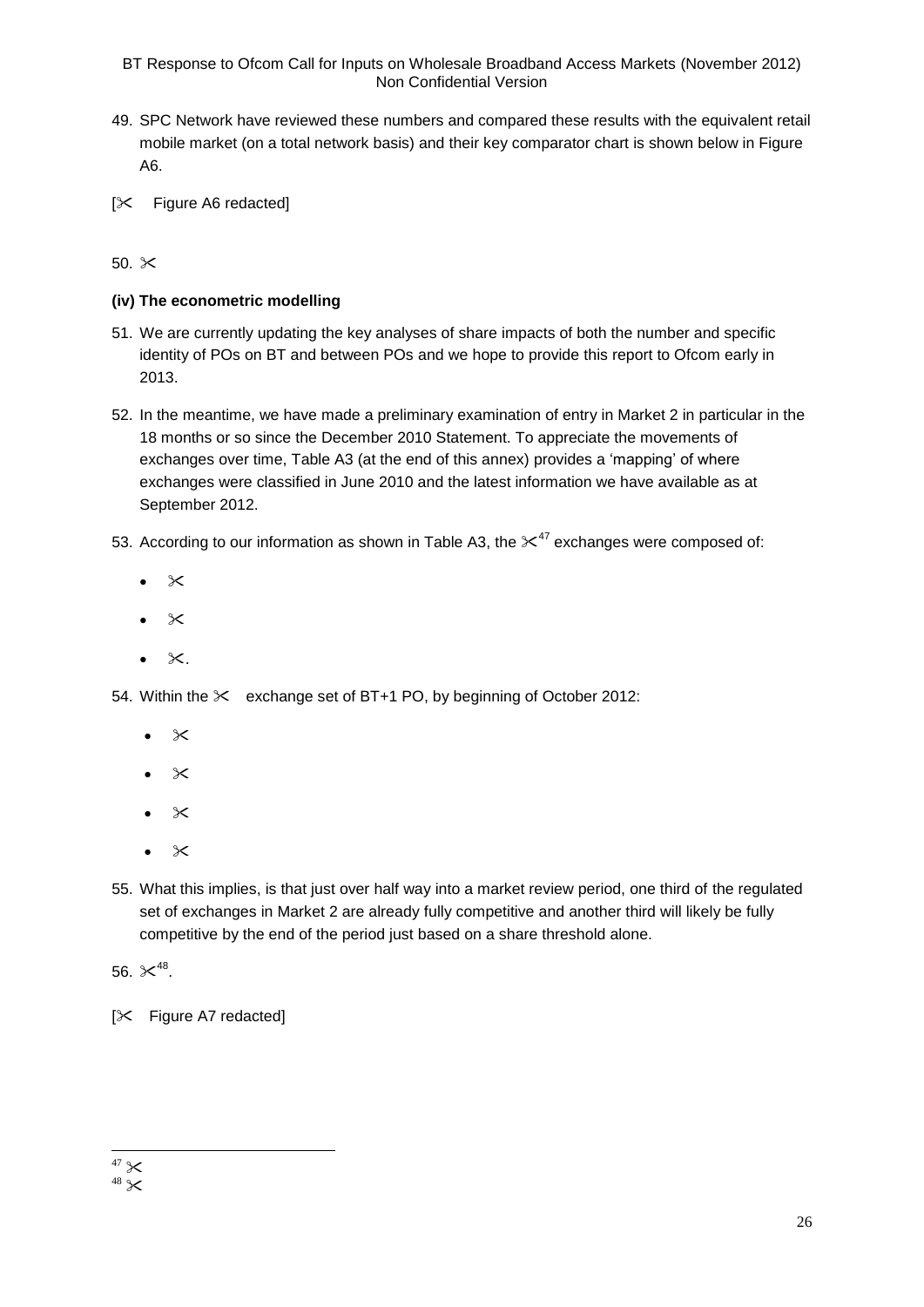49. SPC Network have reviewed these numbers and compared these results with the equivalent retail mobile market (on a total network basis) and their key comparator chart is shown below in Figure A6.

[✂ Figure A6 redacted]

50. ✂

**(iv) The econometric modelling**

51. We are currently updating the key analyses of share impacts of both the number and specific identity of POs on BT and between POs and we hope to provide this report to Ofcom early in 2013.

52. In the meantime, we have made a preliminary examination of entry in Market 2 in particular in the 18 months or so since the December 2010 Statement. To appreciate the movements of exchanges over time, Table A3 (at the end of this annex) provides a 'mapping' of where exchanges were classified in June 2010 and the latest information we have available as at September 2012.

53. According to our information as shown in Table A3, the ✂[47] exchanges were composed of:

   - ✂
   - ✂
   - ✂.

54. Within the ✂ exchange set of BT+1 PO, by beginning of October 2012:

   - ✂
   - ✂
   - ✂
   - ✂

55. What this implies, is that just over half way into a market review period, one third of the regulated set of exchanges in Market 2 are already fully competitive and another third will likely be fully competitive by the end of the period just based on a share threshold alone.

56. ✂[48].

[✂ Figure A7 redacted]

---

[47] ✂
[48] ✂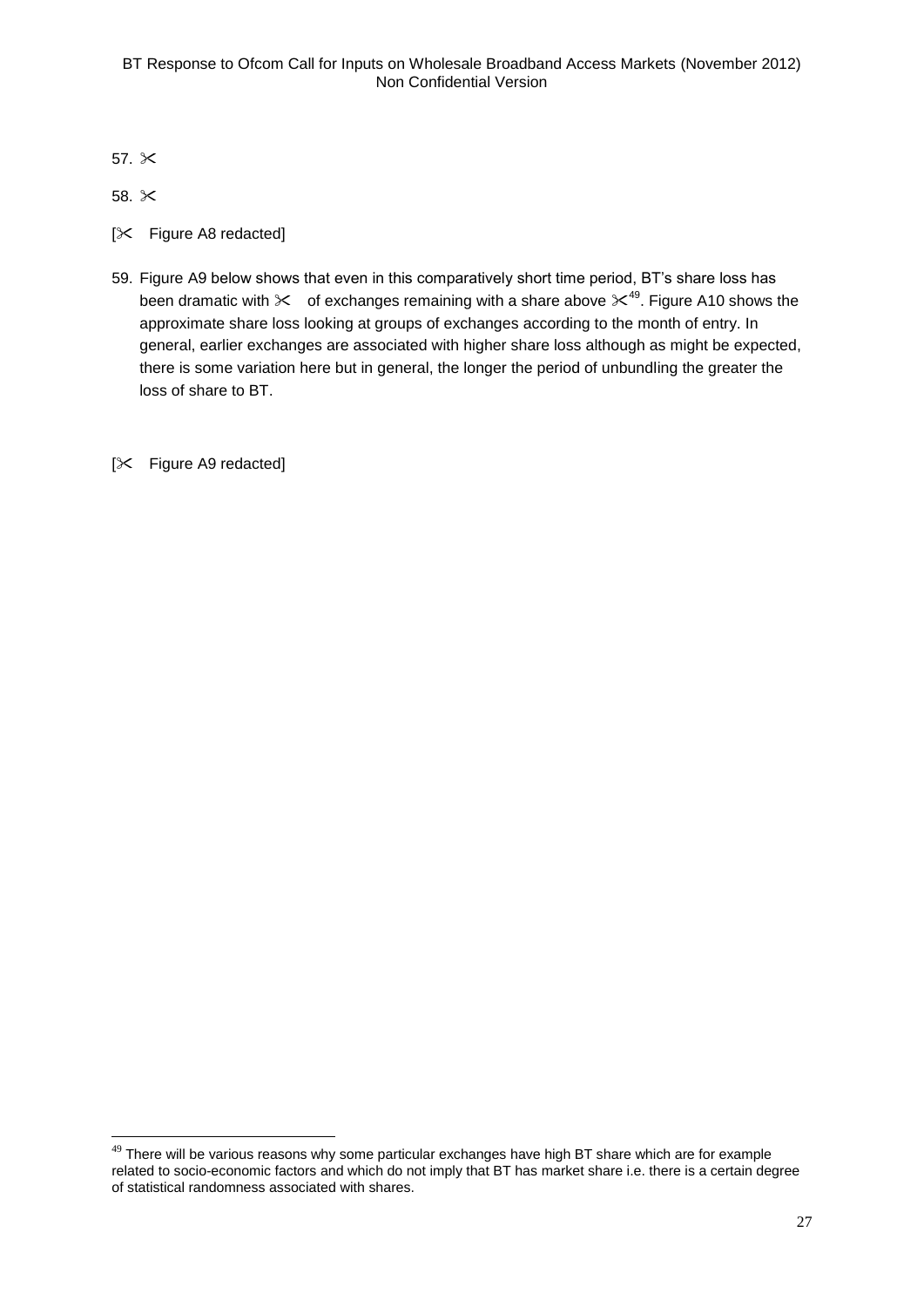57. ✂

58. ✂

[✂ Figure A8 redacted]

59. Figure A9 below shows that even in this comparatively short time period, BT's share loss has been dramatic with ✂ of exchanges remaining with a share above ✂[49]. Figure A10 shows the approximate share loss looking at groups of exchanges according to the month of entry. In general, earlier exchanges are associated with higher share loss although as might be expected, there is some variation here but in general, the longer the period of unbundling the greater the loss of share to BT.

[✂ Figure A9 redacted]

[49] There will be various reasons why some particular exchanges have high BT share which are for example related to socio-economic factors and which do not imply that BT has market share i.e. there is a certain degree of statistical randomness associated with shares.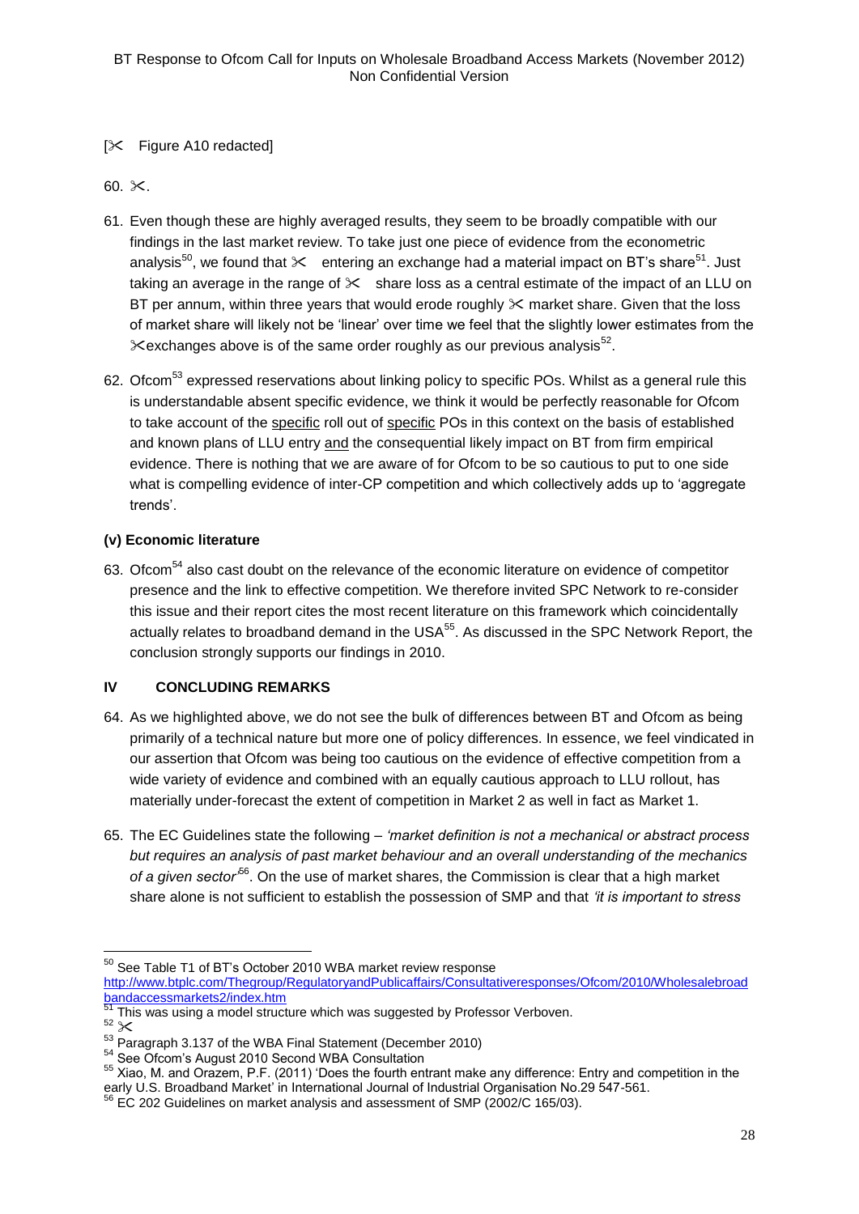[✂ Figure A10 redacted]

60. ✂.

61. Even though these are highly averaged results, they seem to be broadly compatible with our findings in the last market review. To take just one piece of evidence from the econometric analysis[50], we found that ✂ entering an exchange had a material impact on BT's share[51]. Just taking an average in the range of ✂ share loss as a central estimate of the impact of an LLU on BT per annum, within three years that would erode roughly ✂ market share. Given that the loss of market share will likely not be 'linear' over time we feel that the slightly lower estimates from the ✂exchanges above is of the same order roughly as our previous analysis[52].

62. Ofcom[53] expressed reservations about linking policy to specific POs. Whilst as a general rule this is understandable absent specific evidence, we think it would be perfectly reasonable for Ofcom to take account of the specific roll out of specific POs in this context on the basis of established and known plans of LLU entry and the consequential likely impact on BT from firm empirical evidence. There is nothing that we are aware of for Ofcom to be so cautious to put to one side what is compelling evidence of inter-CP competition and which collectively adds up to 'aggregate trends'.

**(v) Economic literature**

63. Ofcom[54] also cast doubt on the relevance of the economic literature on evidence of competitor presence and the link to effective competition. We therefore invited SPC Network to re-consider this issue and their report cites the most recent literature on this framework which coincidentally actually relates to broadband demand in the USA[55]. As discussed in the SPC Network Report, the conclusion strongly supports our findings in 2010.

## IV CONCLUDING REMARKS

64. As we highlighted above, we do not see the bulk of differences between BT and Ofcom as being primarily of a technical nature but more one of policy differences. In essence, we feel vindicated in our assertion that Ofcom was being too cautious on the evidence of effective competition from a wide variety of evidence and combined with an equally cautious approach to LLU rollout, has materially under-forecast the extent of competition in Market 2 as well in fact as Market 1.

65. The EC Guidelines state the following – *'market definition is not a mechanical or abstract process but requires an analysis of past market behaviour and an overall understanding of the mechanics of a given sector'*[56]. On the use of market shares, the Commission is clear that a high market share alone is not sufficient to establish the possession of SMP and that *'it is important to stress*

---

[50] See Table T1 of BT's October 2010 WBA market review response http://www.btplc.com/Thegroup/RegulatoryandPublicaffairs/Consultativeresponses/Ofcom/2010/Wholesalebroadbandaccessmarkets2/index.htm

[51] This was using a model structure which was suggested by Professor Verboven.

[52] ✂

[53] Paragraph 3.137 of the WBA Final Statement (December 2010)

[54] See Ofcom's August 2010 Second WBA Consultation

[55] Xiao, M. and Orazem, P.F. (2011) 'Does the fourth entrant make any difference: Entry and competition in the early U.S. Broadband Market' in International Journal of Industrial Organisation No.29 547-561.

[56] EC 202 Guidelines on market analysis and assessment of SMP (2002/C 165/03).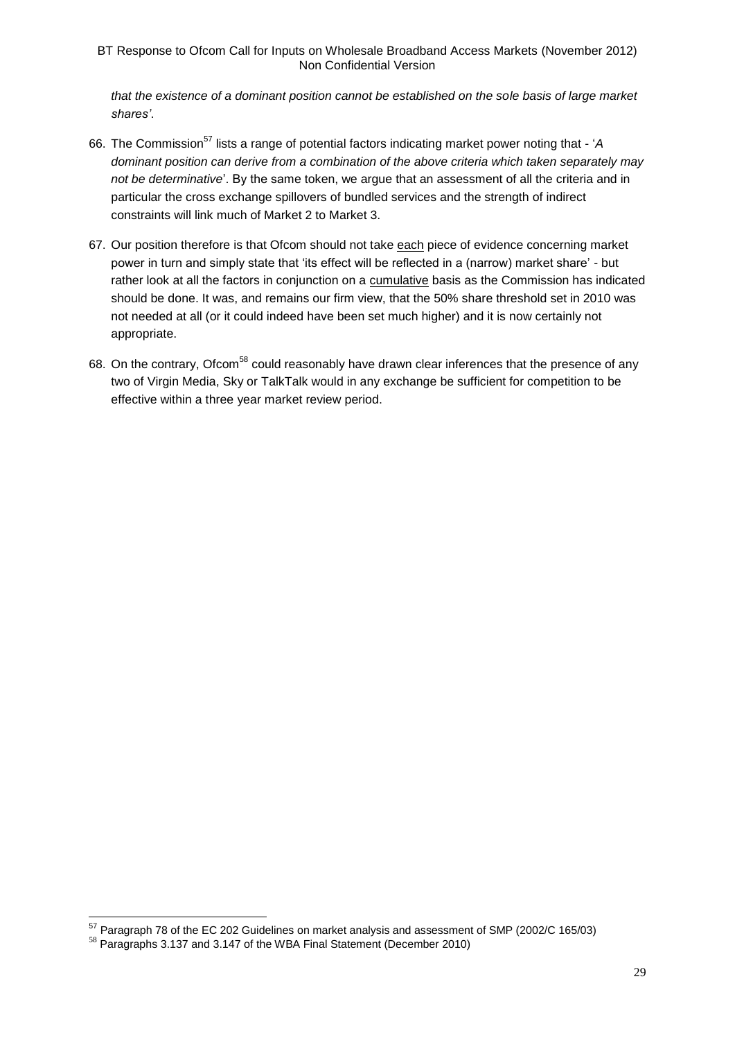*that the existence of a dominant position cannot be established on the sole basis of large market shares'*.

66. The Commission[57] lists a range of potential factors indicating market power noting that - '*A dominant position can derive from a combination of the above criteria which taken separately may not be determinative*'. By the same token, we argue that an assessment of all the criteria and in particular the cross exchange spillovers of bundled services and the strength of indirect constraints will link much of Market 2 to Market 3.

67. Our position therefore is that Ofcom should not take <u>each</u> piece of evidence concerning market power in turn and simply state that 'its effect will be reflected in a (narrow) market share' - but rather look at all the factors in conjunction on a <u>cumulative</u> basis as the Commission has indicated should be done. It was, and remains our firm view, that the 50% share threshold set in 2010 was not needed at all (or it could indeed have been set much higher) and it is now certainly not appropriate.

68. On the contrary, Ofcom[58] could reasonably have drawn clear inferences that the presence of any two of Virgin Media, Sky or TalkTalk would in any exchange be sufficient for competition to be effective within a three year market review period.

---

[57] Paragraph 78 of the EC 202 Guidelines on market analysis and assessment of SMP (2002/C 165/03)

[58] Paragraphs 3.137 and 3.147 of the WBA Final Statement (December 2010)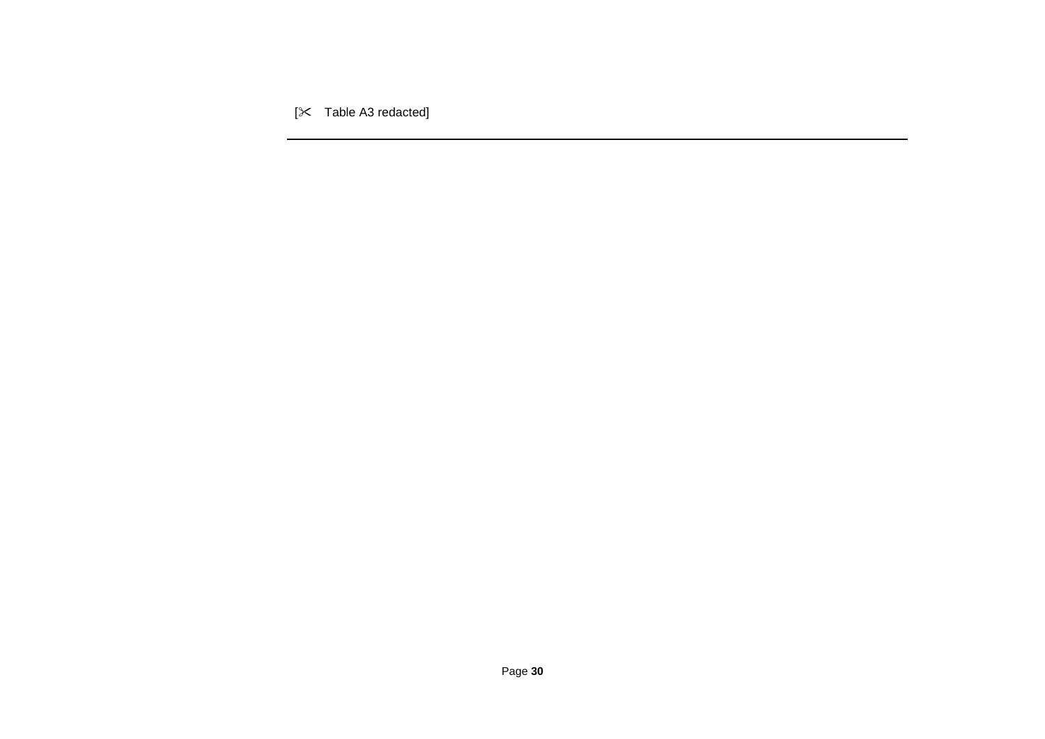[✂ Table A3 redacted]

---